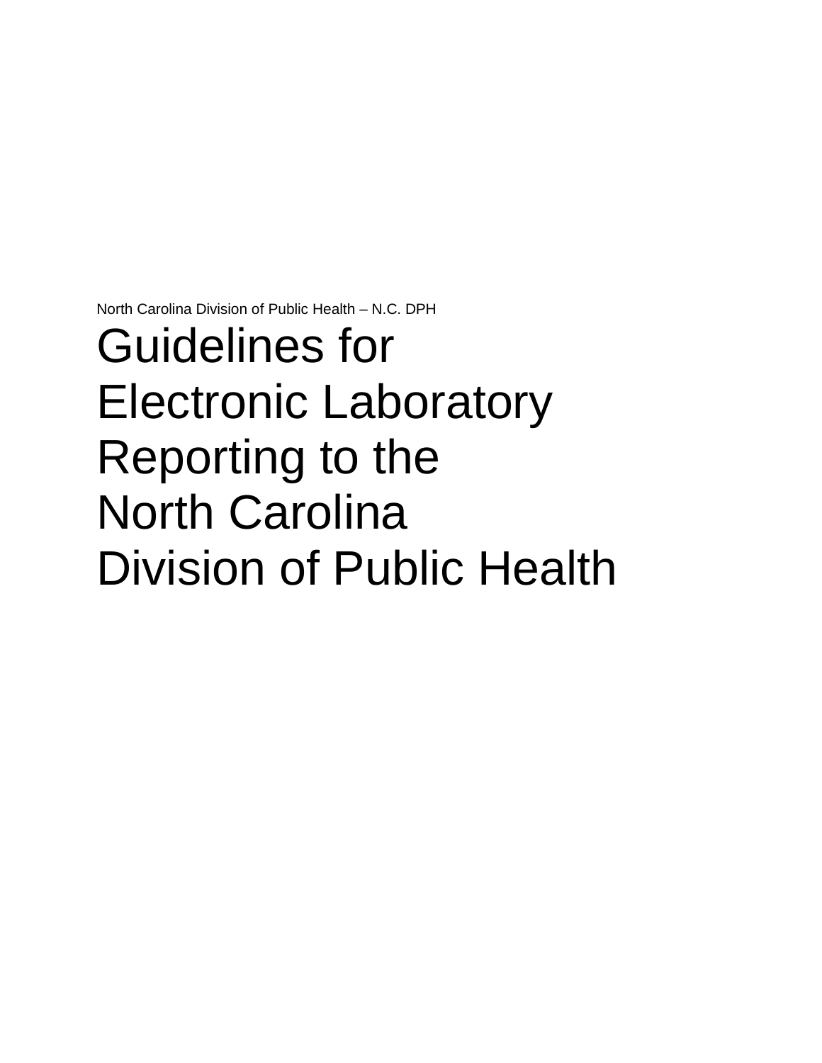North Carolina Division of Public Health – N.C. DPH

# Guidelines for Electronic Laboratory Reporting to the North Carolina Division of Public Health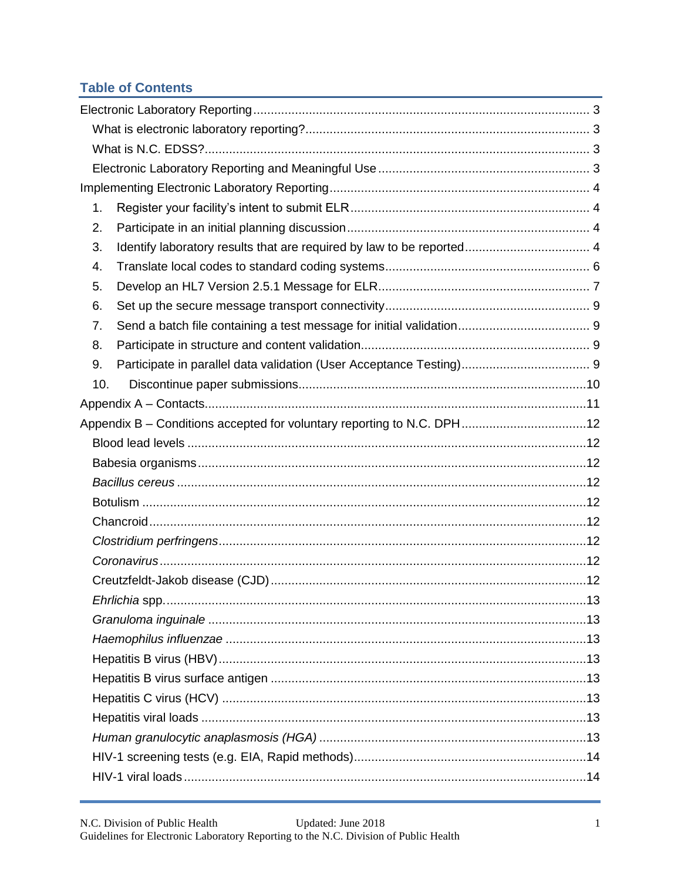## Table of Contents

Electronic Laboratory Reporting ........................................ 3
- What is electronic laboratory reporting? ........................................ 3
- What is N.C. EDSS? ........................................ 3
- Electronic Laboratory Reporting and Meaningful Use ........................................ 3

Implementing Electronic Laboratory Reporting ........................................ 4
1. Register your facility's intent to submit ELR ........................................ 4
2. Participate in an initial planning discussion ........................................ 4
3. Identify laboratory results that are required by law to be reported ........................................ 4
4. Translate local codes to standard coding systems ........................................ 6
5. Develop an HL7 Version 2.5.1 Message for ELR ........................................ 7
6. Set up the secure message transport connectivity ........................................ 9
7. Send a batch file containing a test message for initial validation ........................................ 9
8. Participate in structure and content validation ........................................ 9
9. Participate in parallel data validation (User Acceptance Testing) ........................................ 9
10. Discontinue paper submissions ........................................ 10

Appendix A – Contacts ........................................ 11

Appendix B – Conditions accepted for voluntary reporting to N.C. DPH ........................................ 12
- Blood lead levels ........................................ 12
- Babesia organisms ........................................ 12
- *Bacillus cereus* ........................................ 12
- Botulism ........................................ 12
- Chancroid ........................................ 12
- *Clostridium perfringens* ........................................ 12
- *Coronavirus* ........................................ 12
- Creutzfeldt-Jakob disease (CJD) ........................................ 12
- *Ehrlichia* spp. ........................................ 13
- *Granuloma inguinale* ........................................ 13
- *Haemophilus influenzae* ........................................ 13
- Hepatitis B virus (HBV) ........................................ 13
- Hepatitis B virus surface antigen ........................................ 13
- Hepatitis C virus (HCV) ........................................ 13
- Hepatitis viral loads ........................................ 13
- *Human granulocytic anaplasmosis (HGA)* ........................................ 13
- HIV-1 screening tests (e.g. EIA, Rapid methods) ........................................ 14
- HIV-1 viral loads ........................................ 14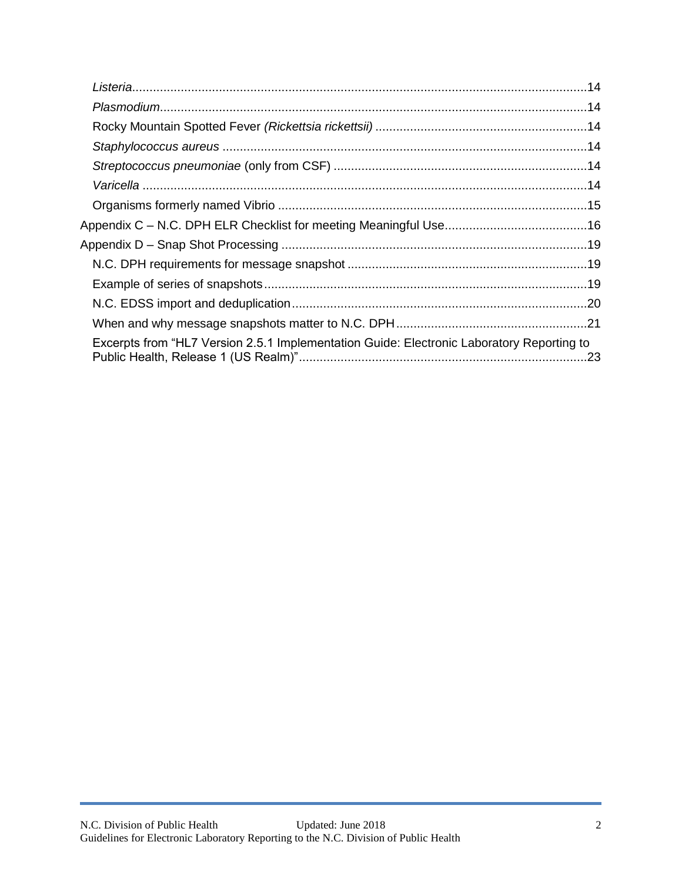- *Listeria* ... 14
- *Plasmodium* ... 14
- Rocky Mountain Spotted Fever *(Rickettsia rickettsii)* ... 14
- *Staphylococcus aureus* ... 14
- *Streptococcus pneumoniae* (only from CSF) ... 14
- *Varicella* ... 14
- Organisms formerly named Vibrio ... 15

Appendix C – N.C. DPH ELR Checklist for meeting Meaningful Use ... 16

Appendix D – Snap Shot Processing ... 19

- N.C. DPH requirements for message snapshot ... 19
- Example of series of snapshots ... 19
- N.C. EDSS import and deduplication ... 20
- When and why message snapshots matter to N.C. DPH ... 21
- Excerpts from "HL7 Version 2.5.1 Implementation Guide: Electronic Laboratory Reporting to Public Health, Release 1 (US Realm)" ... 23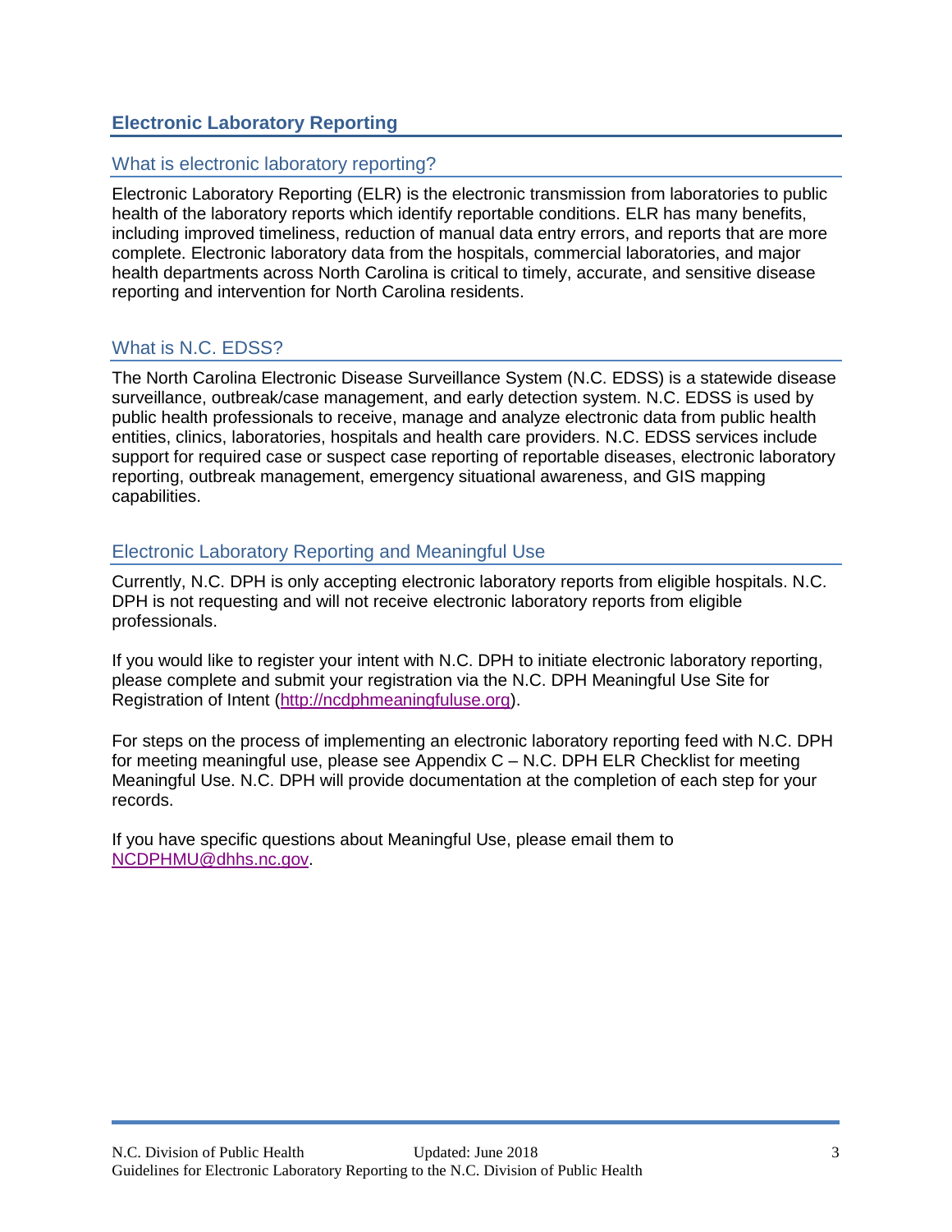## Electronic Laboratory Reporting

### What is electronic laboratory reporting?

Electronic Laboratory Reporting (ELR) is the electronic transmission from laboratories to public health of the laboratory reports which identify reportable conditions. ELR has many benefits, including improved timeliness, reduction of manual data entry errors, and reports that are more complete. Electronic laboratory data from the hospitals, commercial laboratories, and major health departments across North Carolina is critical to timely, accurate, and sensitive disease reporting and intervention for North Carolina residents.

### What is N.C. EDSS?

The North Carolina Electronic Disease Surveillance System (N.C. EDSS) is a statewide disease surveillance, outbreak/case management, and early detection system. N.C. EDSS is used by public health professionals to receive, manage and analyze electronic data from public health entities, clinics, laboratories, hospitals and health care providers. N.C. EDSS services include support for required case or suspect case reporting of reportable diseases, electronic laboratory reporting, outbreak management, emergency situational awareness, and GIS mapping capabilities.

### Electronic Laboratory Reporting and Meaningful Use

Currently, N.C. DPH is only accepting electronic laboratory reports from eligible hospitals. N.C. DPH is not requesting and will not receive electronic laboratory reports from eligible professionals.

If you would like to register your intent with N.C. DPH to initiate electronic laboratory reporting, please complete and submit your registration via the N.C. DPH Meaningful Use Site for Registration of Intent (http://ncdphmeaningfuluse.org).

For steps on the process of implementing an electronic laboratory reporting feed with N.C. DPH for meeting meaningful use, please see Appendix C – N.C. DPH ELR Checklist for meeting Meaningful Use. N.C. DPH will provide documentation at the completion of each step for your records.

If you have specific questions about Meaningful Use, please email them to NCDPHMU@dhhs.nc.gov.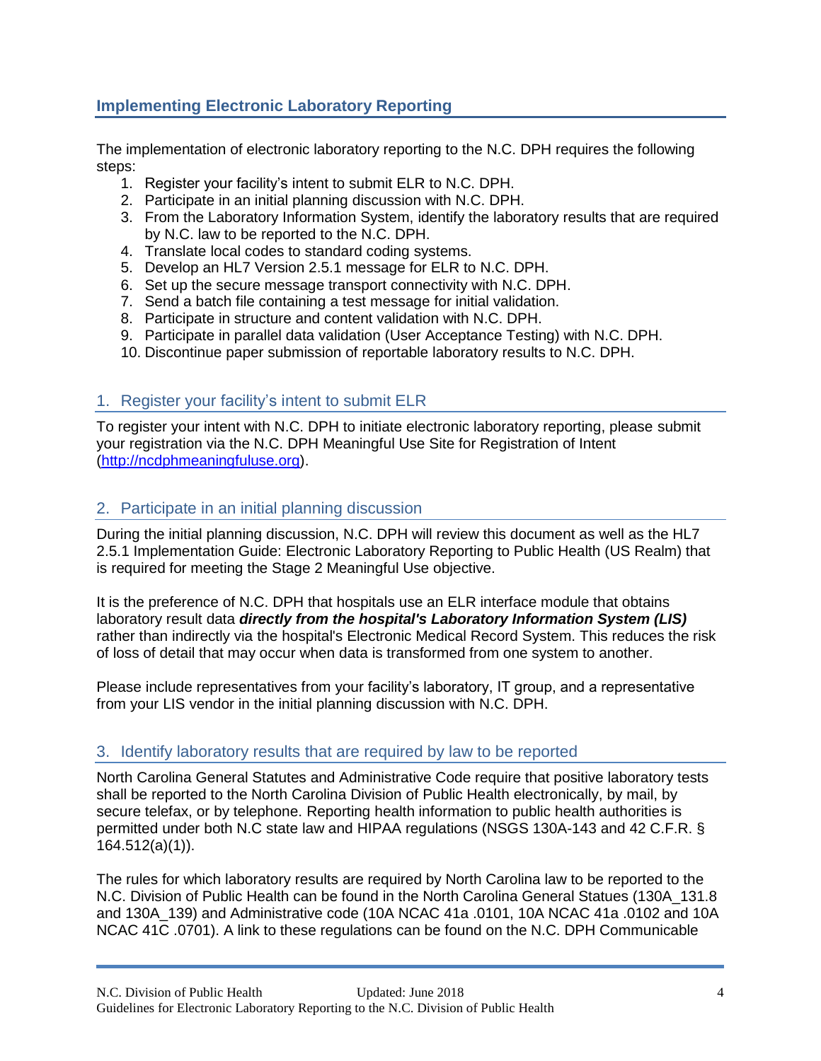## Implementing Electronic Laboratory Reporting

The implementation of electronic laboratory reporting to the N.C. DPH requires the following steps:

1. Register your facility's intent to submit ELR to N.C. DPH.
2. Participate in an initial planning discussion with N.C. DPH.
3. From the Laboratory Information System, identify the laboratory results that are required by N.C. law to be reported to the N.C. DPH.
4. Translate local codes to standard coding systems.
5. Develop an HL7 Version 2.5.1 message for ELR to N.C. DPH.
6. Set up the secure message transport connectivity with N.C. DPH.
7. Send a batch file containing a test message for initial validation.
8. Participate in structure and content validation with N.C. DPH.
9. Participate in parallel data validation (User Acceptance Testing) with N.C. DPH.
10. Discontinue paper submission of reportable laboratory results to N.C. DPH.

### 1. Register your facility's intent to submit ELR

To register your intent with N.C. DPH to initiate electronic laboratory reporting, please submit your registration via the N.C. DPH Meaningful Use Site for Registration of Intent (http://ncdphmeaningfuluse.org).

### 2. Participate in an initial planning discussion

During the initial planning discussion, N.C. DPH will review this document as well as the HL7 2.5.1 Implementation Guide: Electronic Laboratory Reporting to Public Health (US Realm) that is required for meeting the Stage 2 Meaningful Use objective.

It is the preference of N.C. DPH that hospitals use an ELR interface module that obtains laboratory result data ***directly from the hospital's Laboratory Information System (LIS)*** rather than indirectly via the hospital's Electronic Medical Record System. This reduces the risk of loss of detail that may occur when data is transformed from one system to another.

Please include representatives from your facility's laboratory, IT group, and a representative from your LIS vendor in the initial planning discussion with N.C. DPH.

### 3. Identify laboratory results that are required by law to be reported

North Carolina General Statutes and Administrative Code require that positive laboratory tests shall be reported to the North Carolina Division of Public Health electronically, by mail, by secure telefax, or by telephone. Reporting health information to public health authorities is permitted under both N.C state law and HIPAA regulations (NSGS 130A-143 and 42 C.F.R. § 164.512(a)(1)).

The rules for which laboratory results are required by North Carolina law to be reported to the N.C. Division of Public Health can be found in the North Carolina General Statues (130A_131.8 and 130A_139) and Administrative code (10A NCAC 41a .0101, 10A NCAC 41a .0102 and 10A NCAC 41C .0701). A link to these regulations can be found on the N.C. DPH Communicable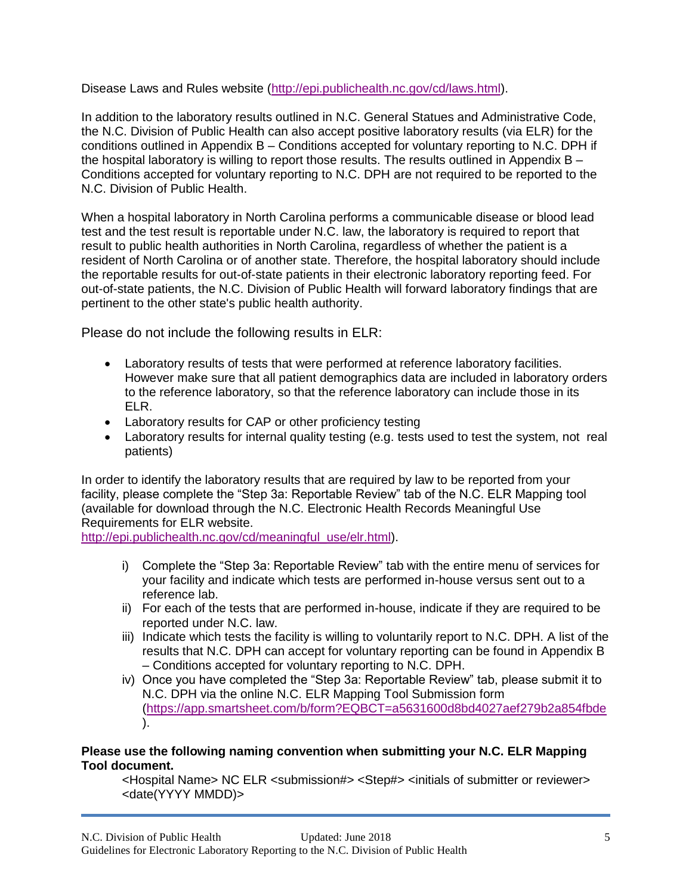Disease Laws and Rules website ([http://epi.publichealth.nc.gov/cd/laws.html](http://epi.publichealth.nc.gov/cd/laws.html)).

In addition to the laboratory results outlined in N.C. General Statues and Administrative Code, the N.C. Division of Public Health can also accept positive laboratory results (via ELR) for the conditions outlined in Appendix B – Conditions accepted for voluntary reporting to N.C. DPH if the hospital laboratory is willing to report those results. The results outlined in Appendix B – Conditions accepted for voluntary reporting to N.C. DPH are not required to be reported to the N.C. Division of Public Health.

When a hospital laboratory in North Carolina performs a communicable disease or blood lead test and the test result is reportable under N.C. law, the laboratory is required to report that result to public health authorities in North Carolina, regardless of whether the patient is a resident of North Carolina or of another state. Therefore, the hospital laboratory should include the reportable results for out-of-state patients in their electronic laboratory reporting feed. For out-of-state patients, the N.C. Division of Public Health will forward laboratory findings that are pertinent to the other state's public health authority.

Please do not include the following results in ELR:

- Laboratory results of tests that were performed at reference laboratory facilities. However make sure that all patient demographics data are included in laboratory orders to the reference laboratory, so that the reference laboratory can include those in its ELR.
- Laboratory results for CAP or other proficiency testing
- Laboratory results for internal quality testing (e.g. tests used to test the system, not real patients)

In order to identify the laboratory results that are required by law to be reported from your facility, please complete the "Step 3a: Reportable Review" tab of the N.C. ELR Mapping tool (available for download through the N.C. Electronic Health Records Meaningful Use Requirements for ELR website. [http://epi.publichealth.nc.gov/cd/meaningful_use/elr.html](http://epi.publichealth.nc.gov/cd/meaningful_use/elr.html)).

i) Complete the "Step 3a: Reportable Review" tab with the entire menu of services for your facility and indicate which tests are performed in-house versus sent out to a reference lab.
ii) For each of the tests that are performed in-house, indicate if they are required to be reported under N.C. law.
iii) Indicate which tests the facility is willing to voluntarily report to N.C. DPH. A list of the results that N.C. DPH can accept for voluntary reporting can be found in Appendix B – Conditions accepted for voluntary reporting to N.C. DPH.
iv) Once you have completed the "Step 3a: Reportable Review" tab, please submit it to N.C. DPH via the online N.C. ELR Mapping Tool Submission form ([https://app.smartsheet.com/b/form?EQBCT=a5631600d8bd4027aef279b2a854fbde](https://app.smartsheet.com/b/form?EQBCT=a5631600d8bd4027aef279b2a854fbde)).

**Please use the following naming convention when submitting your N.C. ELR Mapping Tool document.**

<Hospital Name> NC ELR <submission#> <Step#> <initials of submitter or reviewer> <date(YYYY MMDD)>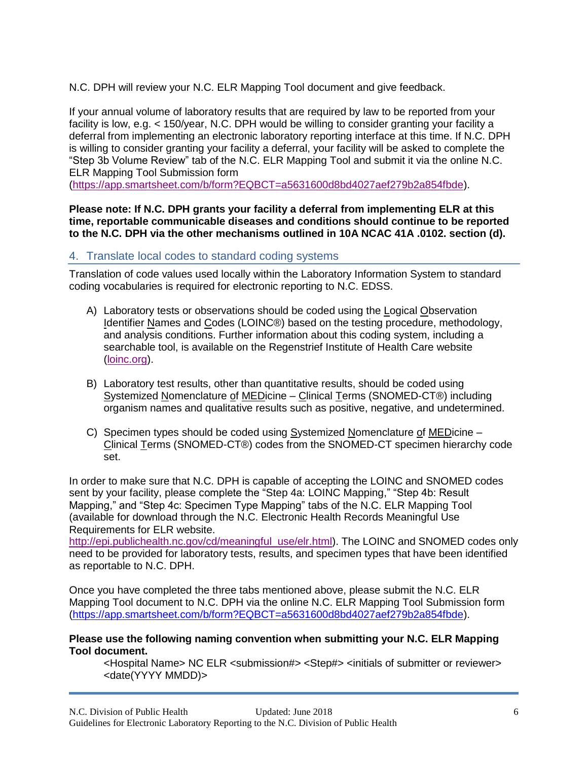N.C. DPH will review your N.C. ELR Mapping Tool document and give feedback.

If your annual volume of laboratory results that are required by law to be reported from your facility is low, e.g. < 150/year, N.C. DPH would be willing to consider granting your facility a deferral from implementing an electronic laboratory reporting interface at this time. If N.C. DPH is willing to consider granting your facility a deferral, your facility will be asked to complete the "Step 3b Volume Review" tab of the N.C. ELR Mapping Tool and submit it via the online N.C. ELR Mapping Tool Submission form (https://app.smartsheet.com/b/form?EQBCT=a5631600d8bd4027aef279b2a854fbde).

**Please note: If N.C. DPH grants your facility a deferral from implementing ELR at this time, reportable communicable diseases and conditions should continue to be reported to the N.C. DPH via the other mechanisms outlined in 10A NCAC 41A .0102. section (d).**

## 4. Translate local codes to standard coding systems

Translation of code values used locally within the Laboratory Information System to standard coding vocabularies is required for electronic reporting to N.C. EDSS.

A) Laboratory tests or observations should be coded using the Logical Observation Identifier Names and Codes (LOINC®) based on the testing procedure, methodology, and analysis conditions. Further information about this coding system, including a searchable tool, is available on the Regenstrief Institute of Health Care website (loinc.org).

B) Laboratory test results, other than quantitative results, should be coded using Systemized Nomenclature of MEDicine – Clinical Terms (SNOMED-CT®) including organism names and qualitative results such as positive, negative, and undetermined.

C) Specimen types should be coded using Systemized Nomenclature of MEDicine – Clinical Terms (SNOMED-CT®) codes from the SNOMED-CT specimen hierarchy code set.

In order to make sure that N.C. DPH is capable of accepting the LOINC and SNOMED codes sent by your facility, please complete the "Step 4a: LOINC Mapping," "Step 4b: Result Mapping," and "Step 4c: Specimen Type Mapping" tabs of the N.C. ELR Mapping Tool (available for download through the N.C. Electronic Health Records Meaningful Use Requirements for ELR website. http://epi.publichealth.nc.gov/cd/meaningful_use/elr.html). The LOINC and SNOMED codes only need to be provided for laboratory tests, results, and specimen types that have been identified as reportable to N.C. DPH.

Once you have completed the three tabs mentioned above, please submit the N.C. ELR Mapping Tool document to N.C. DPH via the online N.C. ELR Mapping Tool Submission form (https://app.smartsheet.com/b/form?EQBCT=a5631600d8bd4027aef279b2a854fbde).

**Please use the following naming convention when submitting your N.C. ELR Mapping Tool document.**

<Hospital Name> NC ELR <submission#> <Step#> <initials of submitter or reviewer> <date(YYYY MMDD)>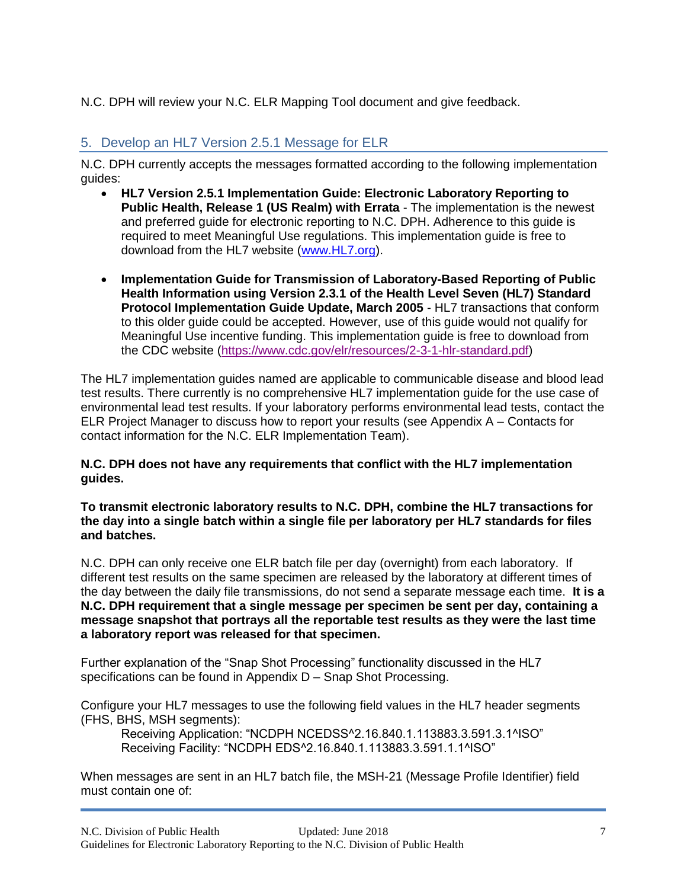N.C. DPH will review your N.C. ELR Mapping Tool document and give feedback.

## 5. Develop an HL7 Version 2.5.1 Message for ELR

N.C. DPH currently accepts the messages formatted according to the following implementation guides:

- **HL7 Version 2.5.1 Implementation Guide: Electronic Laboratory Reporting to Public Health, Release 1 (US Realm) with Errata** - The implementation is the newest and preferred guide for electronic reporting to N.C. DPH. Adherence to this guide is required to meet Meaningful Use regulations. This implementation guide is free to download from the HL7 website (www.HL7.org).

- **Implementation Guide for Transmission of Laboratory-Based Reporting of Public Health Information using Version 2.3.1 of the Health Level Seven (HL7) Standard Protocol Implementation Guide Update, March 2005** - HL7 transactions that conform to this older guide could be accepted. However, use of this guide would not qualify for Meaningful Use incentive funding. This implementation guide is free to download from the CDC website (https://www.cdc.gov/elr/resources/2-3-1-hlr-standard.pdf)

The HL7 implementation guides named are applicable to communicable disease and blood lead test results. There currently is no comprehensive HL7 implementation guide for the use case of environmental lead test results. If your laboratory performs environmental lead tests, contact the ELR Project Manager to discuss how to report your results (see Appendix A – Contacts for contact information for the N.C. ELR Implementation Team).

**N.C. DPH does not have any requirements that conflict with the HL7 implementation guides.**

**To transmit electronic laboratory results to N.C. DPH, combine the HL7 transactions for the day into a single batch within a single file per laboratory per HL7 standards for files and batches.**

N.C. DPH can only receive one ELR batch file per day (overnight) from each laboratory. If different test results on the same specimen are released by the laboratory at different times of the day between the daily file transmissions, do not send a separate message each time. **It is a N.C. DPH requirement that a single message per specimen be sent per day, containing a message snapshot that portrays all the reportable test results as they were the last time a laboratory report was released for that specimen.**

Further explanation of the "Snap Shot Processing" functionality discussed in the HL7 specifications can be found in Appendix D – Snap Shot Processing.

Configure your HL7 messages to use the following field values in the HL7 header segments (FHS, BHS, MSH segments):

Receiving Application: "NCDPH NCEDSS^2.16.840.1.113883.3.591.3.1^ISO"
Receiving Facility: "NCDPH EDS^2.16.840.1.113883.3.591.1.1^ISO"

When messages are sent in an HL7 batch file, the MSH-21 (Message Profile Identifier) field must contain one of: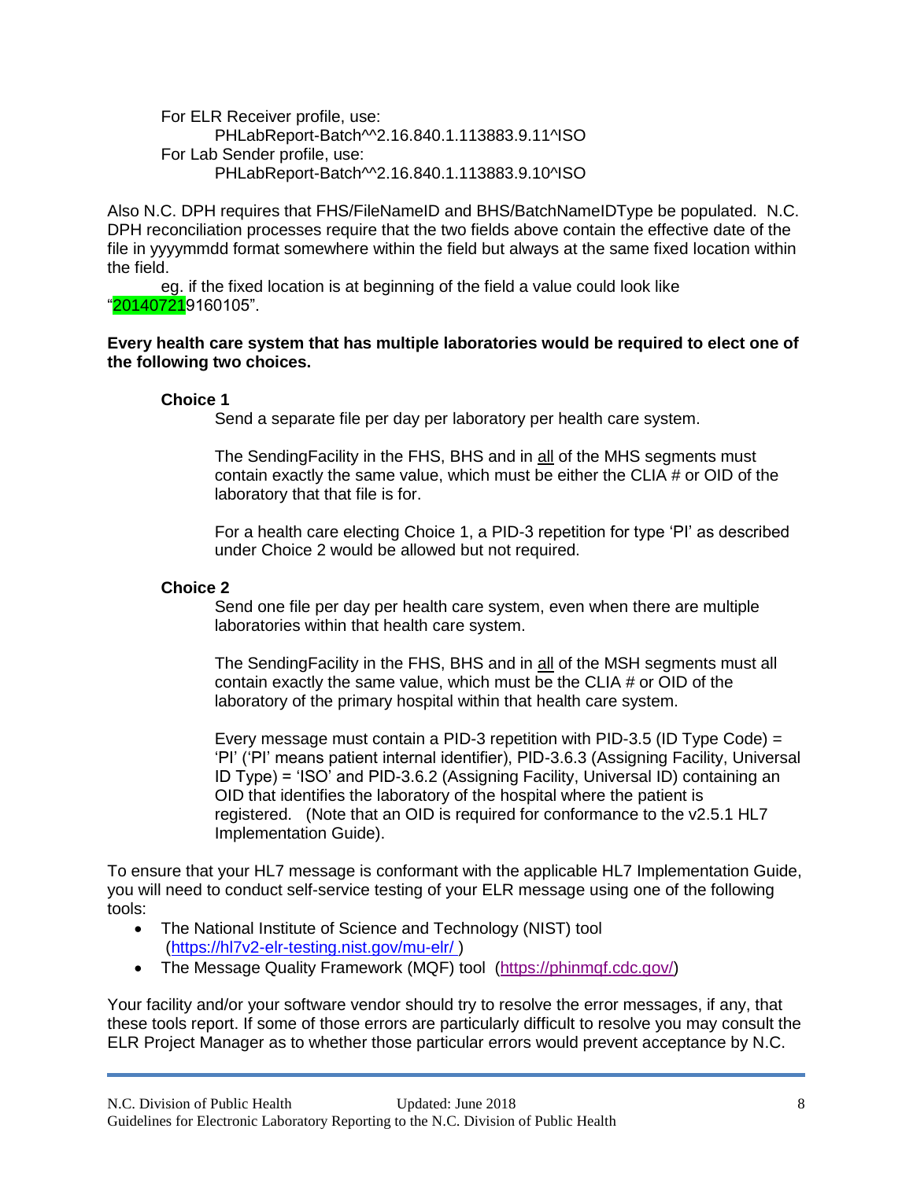For ELR Receiver profile, use:

PHLabReport-Batch^^2.16.840.1.113883.9.11^ISO

For Lab Sender profile, use:

PHLabReport-Batch^^2.16.840.1.113883.9.10^ISO

Also N.C. DPH requires that FHS/FileNameID and BHS/BatchNameIDType be populated. N.C. DPH reconciliation processes require that the two fields above contain the effective date of the file in yyyymmdd format somewhere within the field but always at the same fixed location within the field.

eg. if the fixed location is at beginning of the field a value could look like "201407219160105".

**Every health care system that has multiple laboratories would be required to elect one of the following two choices.**

**Choice 1**

Send a separate file per day per laboratory per health care system.

The SendingFacility in the FHS, BHS and in all of the MHS segments must contain exactly the same value, which must be either the CLIA # or OID of the laboratory that that file is for.

For a health care electing Choice 1, a PID-3 repetition for type 'PI' as described under Choice 2 would be allowed but not required.

**Choice 2**

Send one file per day per health care system, even when there are multiple laboratories within that health care system.

The SendingFacility in the FHS, BHS and in all of the MSH segments must all contain exactly the same value, which must be the CLIA # or OID of the laboratory of the primary hospital within that health care system.

Every message must contain a PID-3 repetition with PID-3.5 (ID Type Code) = 'PI' ('PI' means patient internal identifier), PID-3.6.3 (Assigning Facility, Universal ID Type) = 'ISO' and PID-3.6.2 (Assigning Facility, Universal ID) containing an OID that identifies the laboratory of the hospital where the patient is registered. (Note that an OID is required for conformance to the v2.5.1 HL7 Implementation Guide).

To ensure that your HL7 message is conformant with the applicable HL7 Implementation Guide, you will need to conduct self-service testing of your ELR message using one of the following tools:

- The National Institute of Science and Technology (NIST) tool (https://hl7v2-elr-testing.nist.gov/mu-elr/ )
- The Message Quality Framework (MQF) tool (https://phinmqf.cdc.gov/)

Your facility and/or your software vendor should try to resolve the error messages, if any, that these tools report. If some of those errors are particularly difficult to resolve you may consult the ELR Project Manager as to whether those particular errors would prevent acceptance by N.C.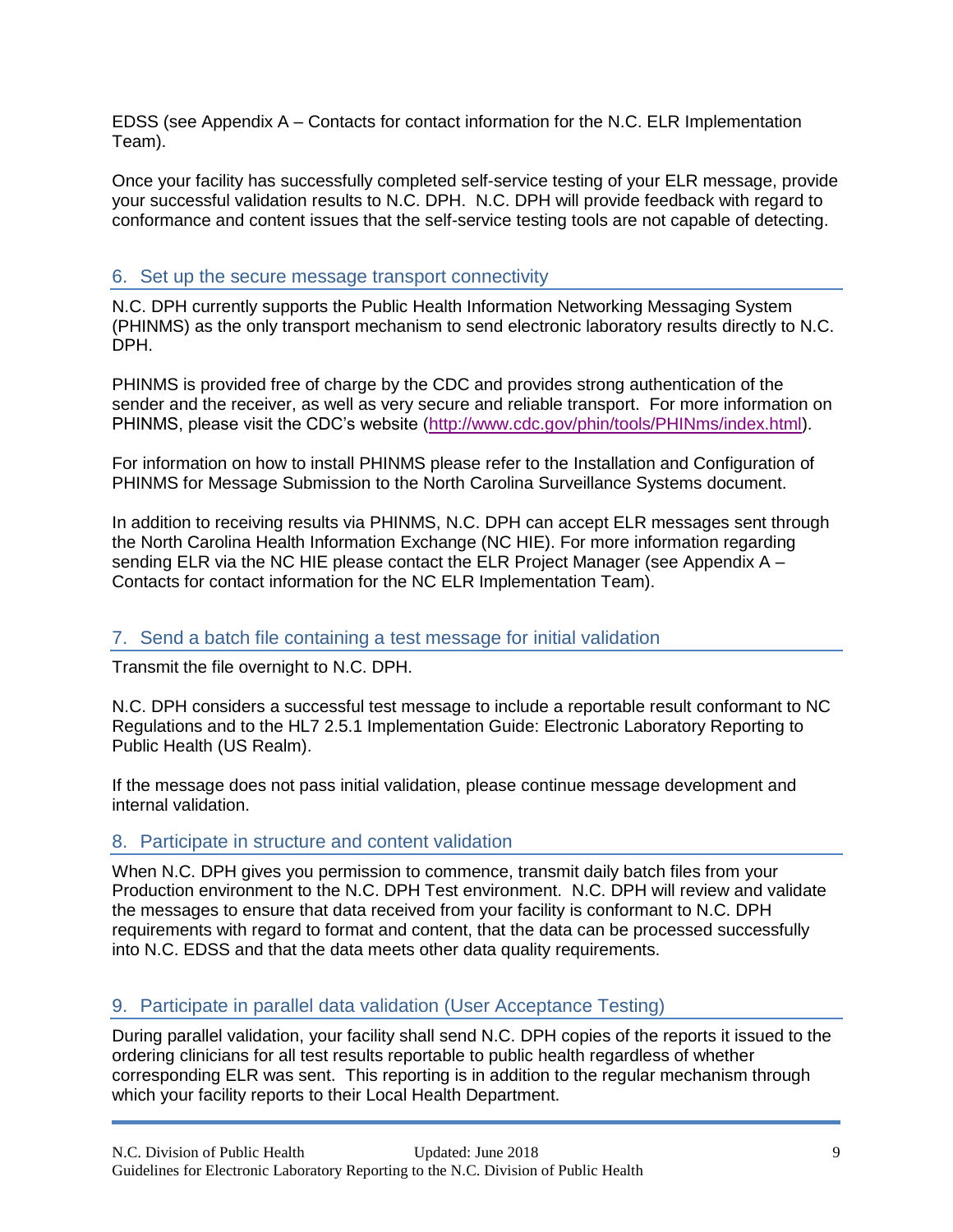EDSS (see Appendix A – Contacts for contact information for the N.C. ELR Implementation Team).

Once your facility has successfully completed self-service testing of your ELR message, provide your successful validation results to N.C. DPH. N.C. DPH will provide feedback with regard to conformance and content issues that the self-service testing tools are not capable of detecting.

## 6. Set up the secure message transport connectivity

N.C. DPH currently supports the Public Health Information Networking Messaging System (PHINMS) as the only transport mechanism to send electronic laboratory results directly to N.C. DPH.

PHINMS is provided free of charge by the CDC and provides strong authentication of the sender and the receiver, as well as very secure and reliable transport. For more information on PHINMS, please visit the CDC's website (http://www.cdc.gov/phin/tools/PHINms/index.html).

For information on how to install PHINMS please refer to the Installation and Configuration of PHINMS for Message Submission to the North Carolina Surveillance Systems document.

In addition to receiving results via PHINMS, N.C. DPH can accept ELR messages sent through the North Carolina Health Information Exchange (NC HIE). For more information regarding sending ELR via the NC HIE please contact the ELR Project Manager (see Appendix A – Contacts for contact information for the NC ELR Implementation Team).

## 7. Send a batch file containing a test message for initial validation

Transmit the file overnight to N.C. DPH.

N.C. DPH considers a successful test message to include a reportable result conformant to NC Regulations and to the HL7 2.5.1 Implementation Guide: Electronic Laboratory Reporting to Public Health (US Realm).

If the message does not pass initial validation, please continue message development and internal validation.

## 8. Participate in structure and content validation

When N.C. DPH gives you permission to commence, transmit daily batch files from your Production environment to the N.C. DPH Test environment. N.C. DPH will review and validate the messages to ensure that data received from your facility is conformant to N.C. DPH requirements with regard to format and content, that the data can be processed successfully into N.C. EDSS and that the data meets other data quality requirements.

## 9. Participate in parallel data validation (User Acceptance Testing)

During parallel validation, your facility shall send N.C. DPH copies of the reports it issued to the ordering clinicians for all test results reportable to public health regardless of whether corresponding ELR was sent. This reporting is in addition to the regular mechanism through which your facility reports to their Local Health Department.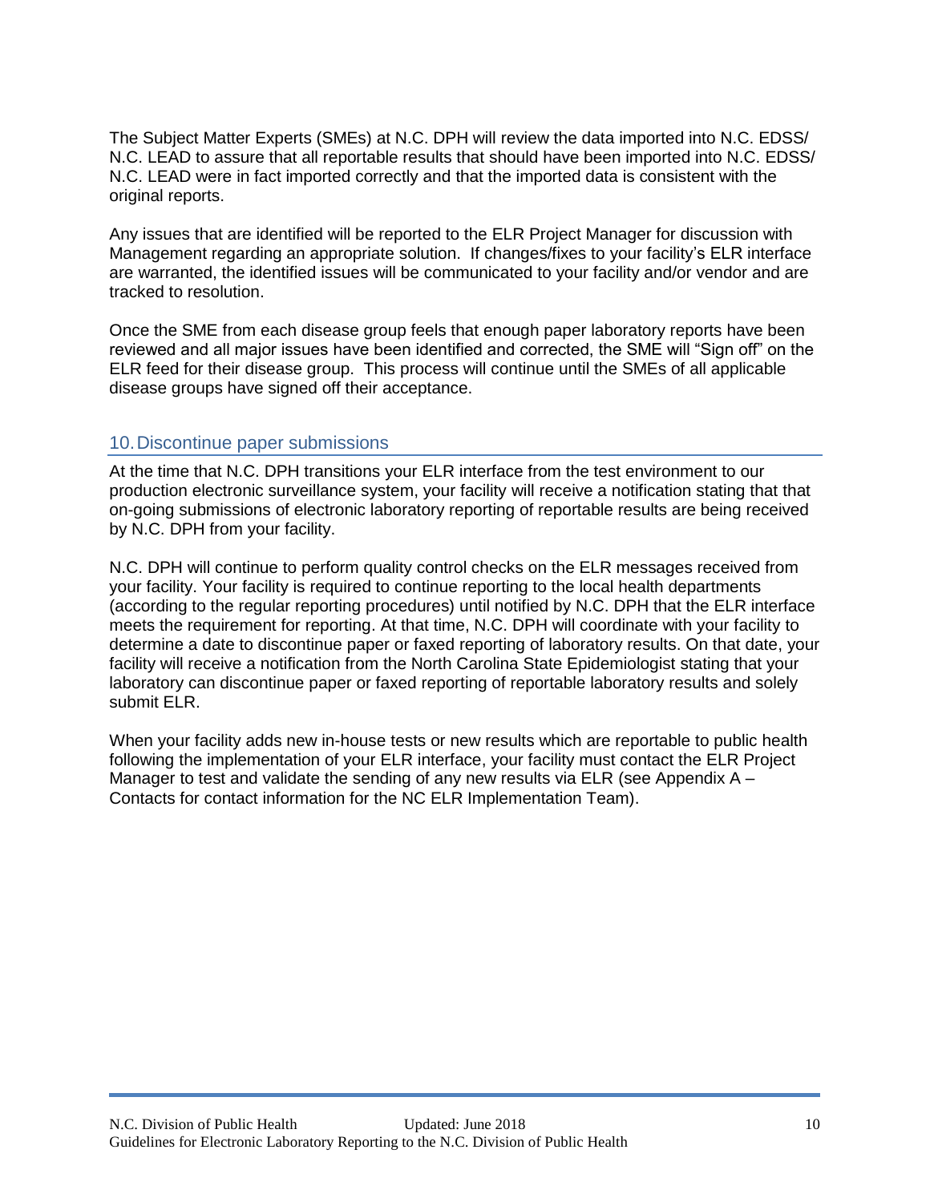The Subject Matter Experts (SMEs) at N.C. DPH will review the data imported into N.C. EDSS/ N.C. LEAD to assure that all reportable results that should have been imported into N.C. EDSS/ N.C. LEAD were in fact imported correctly and that the imported data is consistent with the original reports.

Any issues that are identified will be reported to the ELR Project Manager for discussion with Management regarding an appropriate solution. If changes/fixes to your facility's ELR interface are warranted, the identified issues will be communicated to your facility and/or vendor and are tracked to resolution.

Once the SME from each disease group feels that enough paper laboratory reports have been reviewed and all major issues have been identified and corrected, the SME will "Sign off" on the ELR feed for their disease group. This process will continue until the SMEs of all applicable disease groups have signed off their acceptance.

## 10. Discontinue paper submissions

At the time that N.C. DPH transitions your ELR interface from the test environment to our production electronic surveillance system, your facility will receive a notification stating that that on-going submissions of electronic laboratory reporting of reportable results are being received by N.C. DPH from your facility.

N.C. DPH will continue to perform quality control checks on the ELR messages received from your facility. Your facility is required to continue reporting to the local health departments (according to the regular reporting procedures) until notified by N.C. DPH that the ELR interface meets the requirement for reporting. At that time, N.C. DPH will coordinate with your facility to determine a date to discontinue paper or faxed reporting of laboratory results. On that date, your facility will receive a notification from the North Carolina State Epidemiologist stating that your laboratory can discontinue paper or faxed reporting of reportable laboratory results and solely submit ELR.

When your facility adds new in-house tests or new results which are reportable to public health following the implementation of your ELR interface, your facility must contact the ELR Project Manager to test and validate the sending of any new results via ELR (see Appendix A – Contacts for contact information for the NC ELR Implementation Team).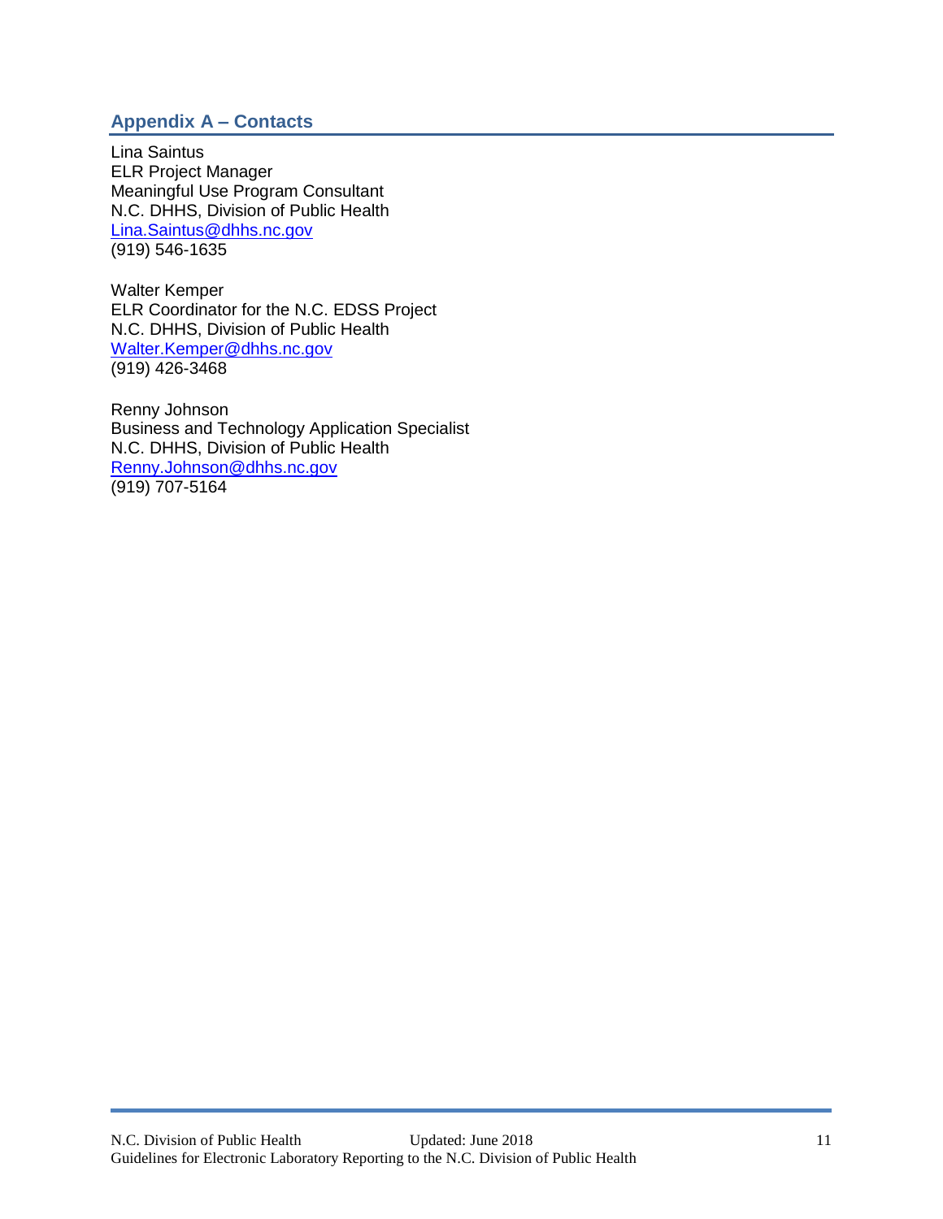## Appendix A – Contacts

Lina Saintus
ELR Project Manager
Meaningful Use Program Consultant
N.C. DHHS, Division of Public Health
Lina.Saintus@dhhs.nc.gov
(919) 546-1635

Walter Kemper
ELR Coordinator for the N.C. EDSS Project
N.C. DHHS, Division of Public Health
Walter.Kemper@dhhs.nc.gov
(919) 426-3468

Renny Johnson
Business and Technology Application Specialist
N.C. DHHS, Division of Public Health
Renny.Johnson@dhhs.nc.gov
(919) 707-5164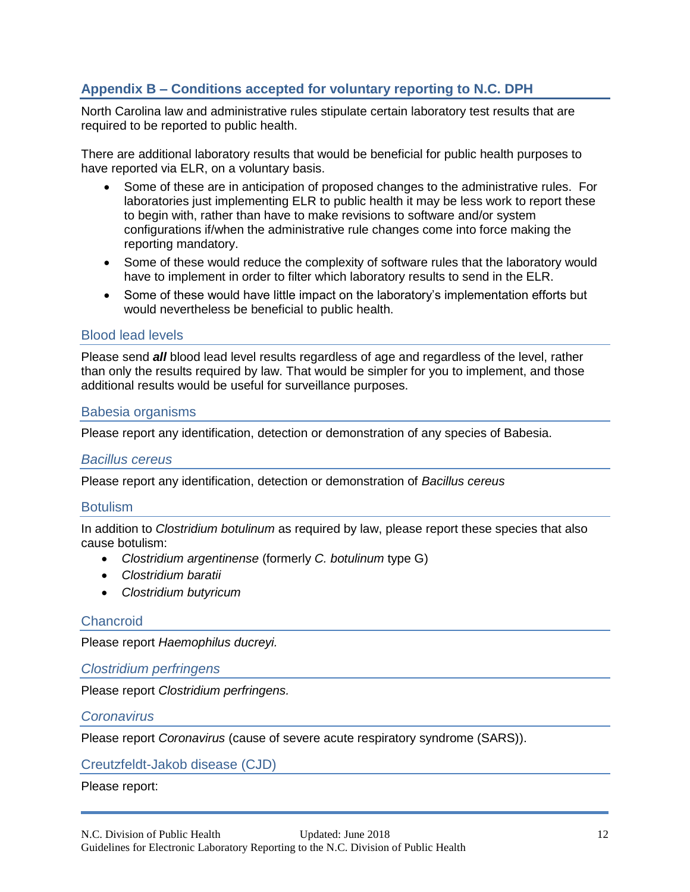## Appendix B – Conditions accepted for voluntary reporting to N.C. DPH

North Carolina law and administrative rules stipulate certain laboratory test results that are required to be reported to public health.

There are additional laboratory results that would be beneficial for public health purposes to have reported via ELR, on a voluntary basis.

- Some of these are in anticipation of proposed changes to the administrative rules. For laboratories just implementing ELR to public health it may be less work to report these to begin with, rather than have to make revisions to software and/or system configurations if/when the administrative rule changes come into force making the reporting mandatory.
- Some of these would reduce the complexity of software rules that the laboratory would have to implement in order to filter which laboratory results to send in the ELR.
- Some of these would have little impact on the laboratory's implementation efforts but would nevertheless be beneficial to public health.

### Blood lead levels

Please send ***all*** blood lead level results regardless of age and regardless of the level, rather than only the results required by law. That would be simpler for you to implement, and those additional results would be useful for surveillance purposes.

### Babesia organisms

Please report any identification, detection or demonstration of any species of Babesia.

### *Bacillus cereus*

Please report any identification, detection or demonstration of *Bacillus cereus*

### Botulism

In addition to *Clostridium botulinum* as required by law, please report these species that also cause botulism:

- *Clostridium argentinense* (formerly *C. botulinum* type G)
- *Clostridium baratii*
- *Clostridium butyricum*

### Chancroid

Please report *Haemophilus ducreyi.*

### *Clostridium perfringens*

Please report *Clostridium perfringens.*

### *Coronavirus*

Please report *Coronavirus* (cause of severe acute respiratory syndrome (SARS)).

### Creutzfeldt-Jakob disease (CJD)

Please report: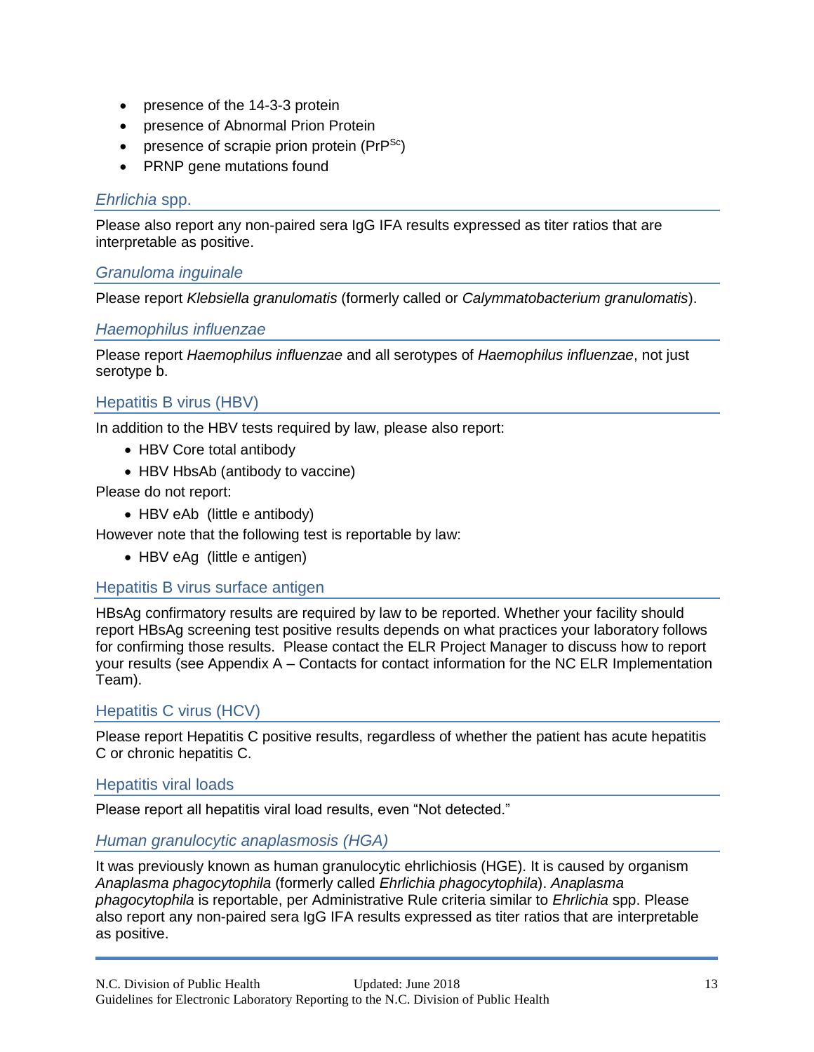- presence of the 14-3-3 protein
- presence of Abnormal Prion Protein
- presence of scrapie prion protein ($PrP^{Sc}$)
- PRNP gene mutations found

### *Ehrlichia* spp.

Please also report any non-paired sera IgG IFA results expressed as titer ratios that are interpretable as positive.

### *Granuloma inguinale*

Please report *Klebsiella granulomatis* (formerly called or *Calymmatobacterium granulomatis*).

### *Haemophilus influenzae*

Please report *Haemophilus influenzae* and all serotypes of *Haemophilus influenzae*, not just serotype b.

### Hepatitis B virus (HBV)

In addition to the HBV tests required by law, please also report:

- HBV Core total antibody
- HBV HbsAb (antibody to vaccine)

Please do not report:

- HBV eAb (little e antibody)

However note that the following test is reportable by law:

- HBV eAg (little e antigen)

### Hepatitis B virus surface antigen

HBsAg confirmatory results are required by law to be reported. Whether your facility should report HBsAg screening test positive results depends on what practices your laboratory follows for confirming those results. Please contact the ELR Project Manager to discuss how to report your results (see Appendix A – Contacts for contact information for the NC ELR Implementation Team).

### Hepatitis C virus (HCV)

Please report Hepatitis C positive results, regardless of whether the patient has acute hepatitis C or chronic hepatitis C.

### Hepatitis viral loads

Please report all hepatitis viral load results, even "Not detected."

### *Human granulocytic anaplasmosis (HGA)*

It was previously known as human granulocytic ehrlichiosis (HGE). It is caused by organism *Anaplasma phagocytophila* (formerly called *Ehrlichia phagocytophila*). *Anaplasma phagocytophila* is reportable, per Administrative Rule criteria similar to *Ehrlichia* spp. Please also report any non-paired sera IgG IFA results expressed as titer ratios that are interpretable as positive.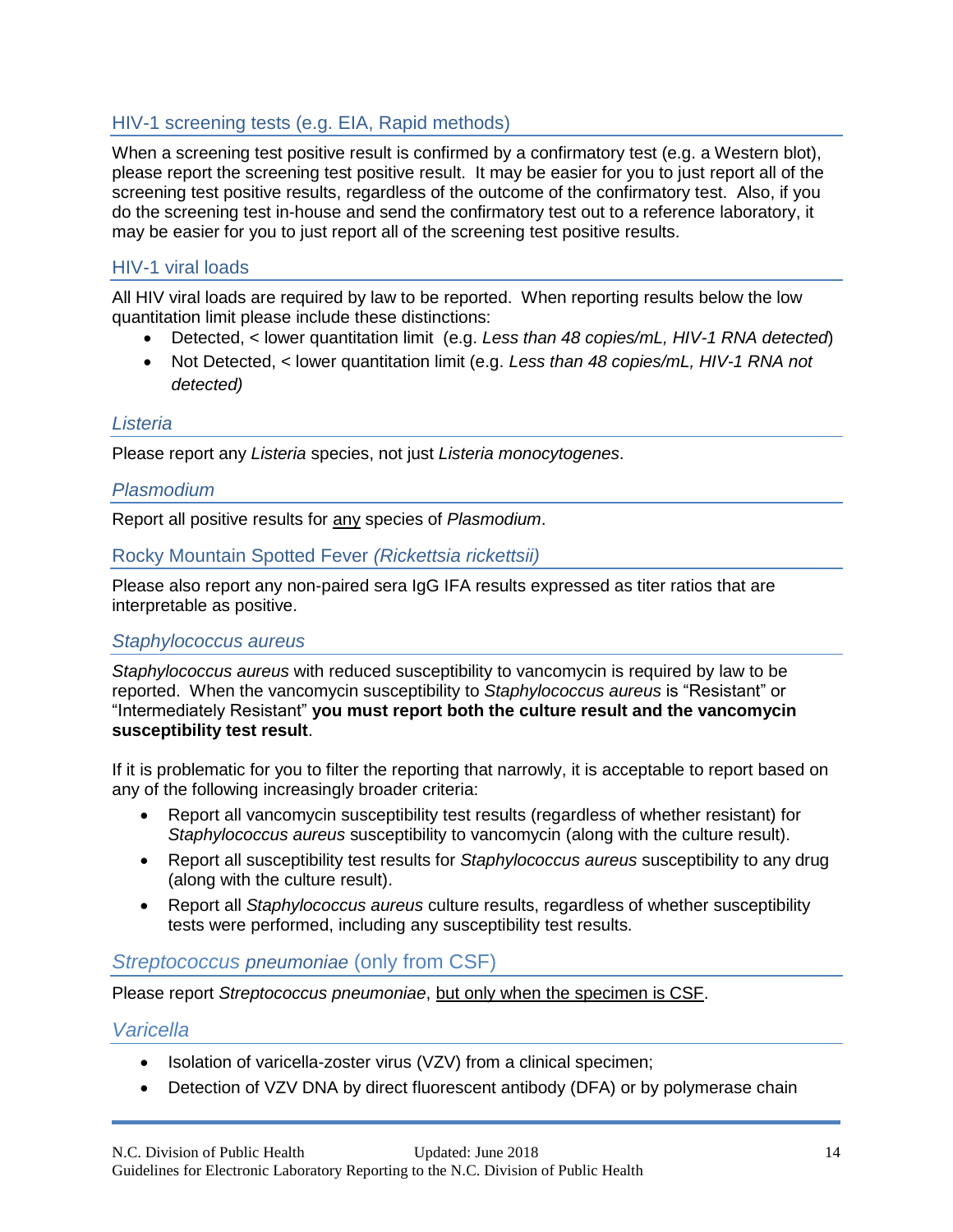## HIV-1 screening tests (e.g. EIA, Rapid methods)

When a screening test positive result is confirmed by a confirmatory test (e.g. a Western blot), please report the screening test positive result. It may be easier for you to just report all of the screening test positive results, regardless of the outcome of the confirmatory test. Also, if you do the screening test in-house and send the confirmatory test out to a reference laboratory, it may be easier for you to just report all of the screening test positive results.

## HIV-1 viral loads

All HIV viral loads are required by law to be reported. When reporting results below the low quantitation limit please include these distinctions:

- Detected, < lower quantitation limit (e.g. *Less than 48 copies/mL, HIV-1 RNA detected*)
- Not Detected, < lower quantitation limit (e.g. *Less than 48 copies/mL, HIV-1 RNA not detected)*

## *Listeria*

Please report any *Listeria* species, not just *Listeria monocytogenes*.

## *Plasmodium*

Report all positive results for <u>any</u> species of *Plasmodium*.

## Rocky Mountain Spotted Fever *(Rickettsia rickettsii)*

Please also report any non-paired sera IgG IFA results expressed as titer ratios that are interpretable as positive.

## *Staphylococcus aureus*

*Staphylococcus aureus* with reduced susceptibility to vancomycin is required by law to be reported. When the vancomycin susceptibility to *Staphylococcus aureus* is "Resistant" or "Intermediately Resistant" **you must report both the culture result and the vancomycin susceptibility test result**.

If it is problematic for you to filter the reporting that narrowly, it is acceptable to report based on any of the following increasingly broader criteria:

- Report all vancomycin susceptibility test results (regardless of whether resistant) for *Staphylococcus aureus* susceptibility to vancomycin (along with the culture result).
- Report all susceptibility test results for *Staphylococcus aureus* susceptibility to any drug (along with the culture result).
- Report all *Staphylococcus aureus* culture results, regardless of whether susceptibility tests were performed, including any susceptibility test results.

## *Streptococcus pneumoniae* (only from CSF)

Please report *Streptococcus pneumoniae*, <u>but only when the specimen is CSF</u>.

## *Varicella*

- Isolation of varicella-zoster virus (VZV) from a clinical specimen;
- Detection of VZV DNA by direct fluorescent antibody (DFA) or by polymerase chain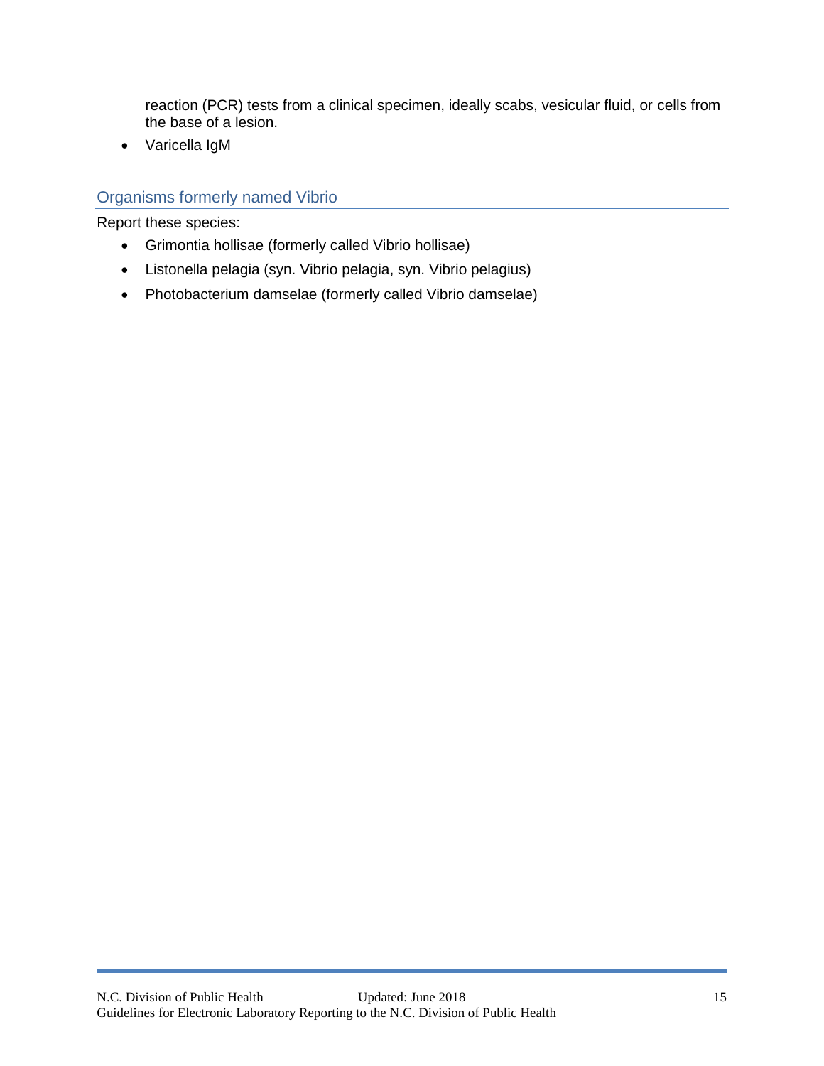reaction (PCR) tests from a clinical specimen, ideally scabs, vesicular fluid, or cells from the base of a lesion.

- Varicella IgM

## Organisms formerly named Vibrio

Report these species:

- Grimontia hollisae (formerly called Vibrio hollisae)
- Listonella pelagia (syn. Vibrio pelagia, syn. Vibrio pelagius)
- Photobacterium damselae (formerly called Vibrio damselae)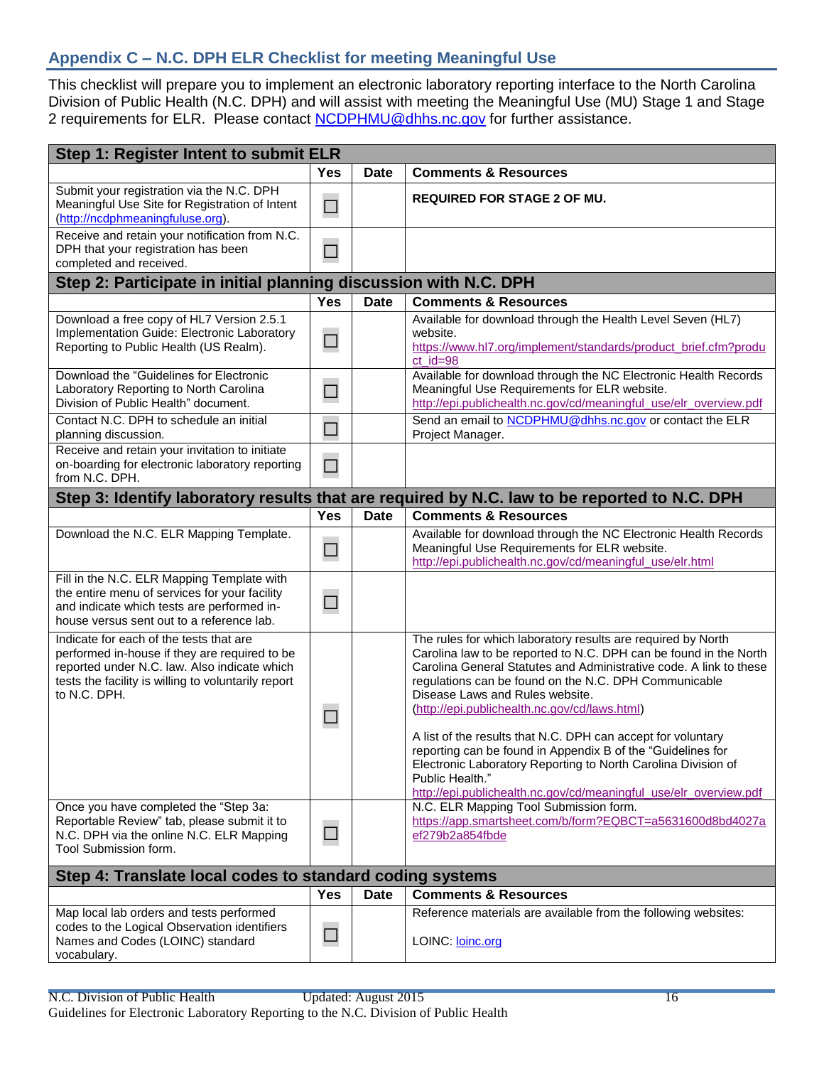## Appendix C – N.C. DPH ELR Checklist for meeting Meaningful Use

This checklist will prepare you to implement an electronic laboratory reporting interface to the North Carolina Division of Public Health (N.C. DPH) and will assist with meeting the Meaningful Use (MU) Stage 1 and Stage 2 requirements for ELR. Please contact NCDPHMU@dhhs.nc.gov for further assistance.

| Step 1: Register Intent to submit ELR | | | |
|---|---|---|---|
| | **Yes** | **Date** | **Comments & Resources** |
| Submit your registration via the N.C. DPH Meaningful Use Site for Registration of Intent (http://ncdphmeaningfuluse.org). | ☐ | | **REQUIRED FOR STAGE 2 OF MU.** |
| Receive and retain your notification from N.C. DPH that your registration has been completed and received. | ☐ | | |

| Step 2: Participate in initial planning discussion with N.C. DPH | | | |
|---|---|---|---|
| | **Yes** | **Date** | **Comments & Resources** |
| Download a free copy of HL7 Version 2.5.1 Implementation Guide: Electronic Laboratory Reporting to Public Health (US Realm). | ☐ | | Available for download through the Health Level Seven (HL7) website. https://www.hl7.org/implement/standards/product_brief.cfm?product_id=98 |
| Download the "Guidelines for Electronic Laboratory Reporting to North Carolina Division of Public Health" document. | ☐ | | Available for download through the NC Electronic Health Records Meaningful Use Requirements for ELR website. http://epi.publichealth.nc.gov/cd/meaningful_use/elr_overview.pdf |
| Contact N.C. DPH to schedule an initial planning discussion. | ☐ | | Send an email to NCDPHMU@dhhs.nc.gov or contact the ELR Project Manager. |
| Receive and retain your invitation to initiate on-boarding for electronic laboratory reporting from N.C. DPH. | ☐ | | |

| Step 3: Identify laboratory results that are required by N.C. law to be reported to N.C. DPH | | | |
|---|---|---|---|
| | **Yes** | **Date** | **Comments & Resources** |
| Download the N.C. ELR Mapping Template. | ☐ | | Available for download through the NC Electronic Health Records Meaningful Use Requirements for ELR website. http://epi.publichealth.nc.gov/cd/meaningful_use/elr.html |
| Fill in the N.C. ELR Mapping Template with the entire menu of services for your facility and indicate which tests are performed in-house versus sent out to a reference lab. | ☐ | | |
| Indicate for each of the tests that are performed in-house if they are required to be reported under N.C. law. Also indicate which tests the facility is willing to voluntarily report to N.C. DPH. | ☐ | | The rules for which laboratory results are required by North Carolina law to be reported to N.C. DPH can be found in the North Carolina General Statutes and Administrative code. A link to these regulations can be found on the N.C. DPH Communicable Disease Laws and Rules website. (http://epi.publichealth.nc.gov/cd/laws.html)<br><br>A list of the results that N.C. DPH can accept for voluntary reporting can be found in Appendix B of the "Guidelines for Electronic Laboratory Reporting to North Carolina Division of Public Health." http://epi.publichealth.nc.gov/cd/meaningful_use/elr_overview.pdf |
| Once you have completed the "Step 3a: Reportable Review" tab, please submit it to N.C. DPH via the online N.C. ELR Mapping Tool Submission form. | ☐ | | N.C. ELR Mapping Tool Submission form. https://app.smartsheet.com/b/form?EQBCT=a5631600d8bd4027aef279b2a854fbde |

| Step 4: Translate local codes to standard coding systems | | | |
|---|---|---|---|
| | **Yes** | **Date** | **Comments & Resources** |
| Map local lab orders and tests performed codes to the Logical Observation identifiers Names and Codes (LOINC) standard vocabulary. | ☐ | | Reference materials are available from the following websites:<br><br>LOINC: loinc.org |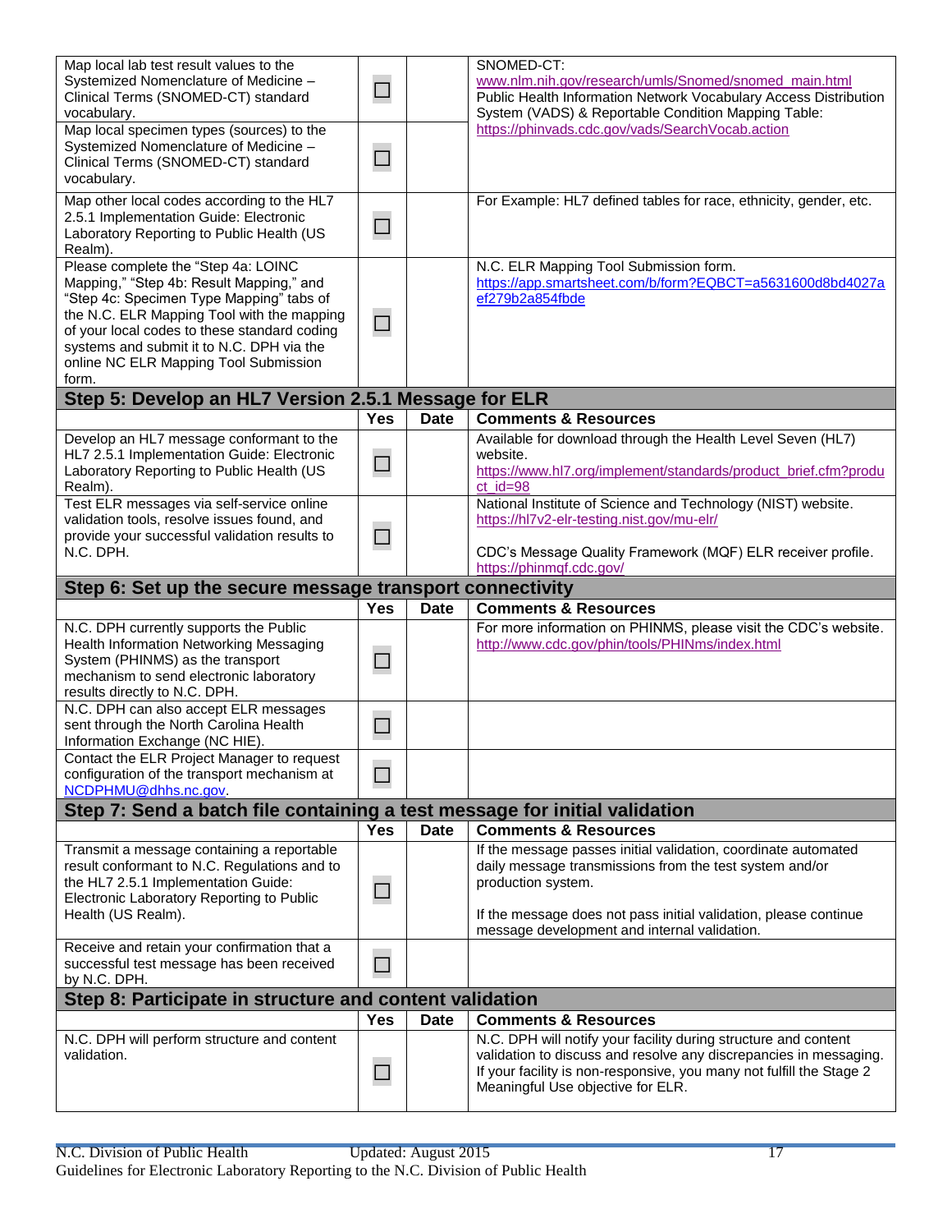| | | | |
|---|---|---|---|
| Map local lab test result values to the Systemized Nomenclature of Medicine – Clinical Terms (SNOMED-CT) standard vocabulary. | ☐ | | SNOMED-CT: www.nlm.nih.gov/research/umls/Snomed/snomed_main.html Public Health Information Network Vocabulary Access Distribution System (VADS) & Reportable Condition Mapping Table: https://phinvads.cdc.gov/vads/SearchVocab.action |
| Map local specimen types (sources) to the Systemized Nomenclature of Medicine – Clinical Terms (SNOMED-CT) standard vocabulary. | ☐ | | |
| Map other local codes according to the HL7 2.5.1 Implementation Guide: Electronic Laboratory Reporting to Public Health (US Realm). | ☐ | | For Example: HL7 defined tables for race, ethnicity, gender, etc. |
| Please complete the "Step 4a: LOINC Mapping," "Step 4b: Result Mapping," and "Step 4c: Specimen Type Mapping" tabs of the N.C. ELR Mapping Tool with the mapping of your local codes to these standard coding systems and submit it to N.C. DPH via the online NC ELR Mapping Tool Submission form. | ☐ | | N.C. ELR Mapping Tool Submission form. https://app.smartsheet.com/b/form?EQBCT=a5631600d8bd4027aef279b2a854fbde |
| **Step 5: Develop an HL7 Version 2.5.1 Message for ELR** | | | |
| | **Yes** | **Date** | **Comments & Resources** |
| Develop an HL7 message conformant to the HL7 2.5.1 Implementation Guide: Electronic Laboratory Reporting to Public Health (US Realm). | ☐ | | Available for download through the Health Level Seven (HL7) website. https://www.hl7.org/implement/standards/product_brief.cfm?product_id=98 |
| Test ELR messages via self-service online validation tools, resolve issues found, and provide your successful validation results to N.C. DPH. | ☐ | | National Institute of Science and Technology (NIST) website. https://hl7v2-elr-testing.nist.gov/mu-elr/ <br><br> CDC's Message Quality Framework (MQF) ELR receiver profile. https://phinmqf.cdc.gov/ |
| **Step 6: Set up the secure message transport connectivity** | | | |
| | **Yes** | **Date** | **Comments & Resources** |
| N.C. DPH currently supports the Public Health Information Networking Messaging System (PHINMS) as the transport mechanism to send electronic laboratory results directly to N.C. DPH. | ☐ | | For more information on PHINMS, please visit the CDC's website. http://www.cdc.gov/phin/tools/PHINms/index.html |
| N.C. DPH can also accept ELR messages sent through the North Carolina Health Information Exchange (NC HIE). | ☐ | | |
| Contact the ELR Project Manager to request configuration of the transport mechanism at NCDPHMU@dhhs.nc.gov. | ☐ | | |
| **Step 7: Send a batch file containing a test message for initial validation** | | | |
| | **Yes** | **Date** | **Comments & Resources** |
| Transmit a message containing a reportable result conformant to N.C. Regulations and to the HL7 2.5.1 Implementation Guide: Electronic Laboratory Reporting to Public Health (US Realm). | ☐ | | If the message passes initial validation, coordinate automated daily message transmissions from the test system and/or production system. <br><br> If the message does not pass initial validation, please continue message development and internal validation. |
| Receive and retain your confirmation that a successful test message has been received by N.C. DPH. | ☐ | | |
| **Step 8: Participate in structure and content validation** | | | |
| | **Yes** | **Date** | **Comments & Resources** |
| N.C. DPH will perform structure and content validation. | ☐ | | N.C. DPH will notify your facility during structure and content validation to discuss and resolve any discrepancies in messaging. If your facility is non-responsive, you many not fulfill the Stage 2 Meaningful Use objective for ELR. |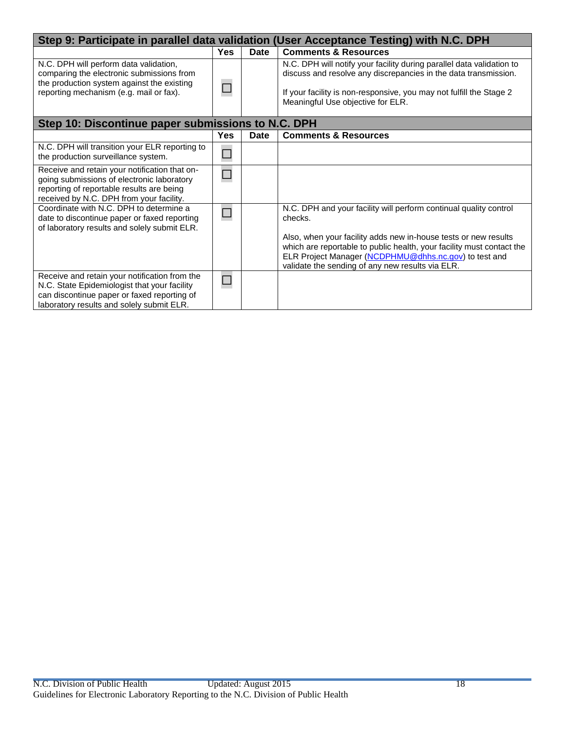## Step 9: Participate in parallel data validation (User Acceptance Testing) with N.C. DPH

| | Yes | Date | Comments & Resources |
|---|---|---|---|
| N.C. DPH will perform data validation, comparing the electronic submissions from the production system against the existing reporting mechanism (e.g. mail or fax). | ☐ | | N.C. DPH will notify your facility during parallel data validation to discuss and resolve any discrepancies in the data transmission.<br><br>If your facility is non-responsive, you may not fulfill the Stage 2 Meaningful Use objective for ELR. |

## Step 10: Discontinue paper submissions to N.C. DPH

| | Yes | Date | Comments & Resources |
|---|---|---|---|
| N.C. DPH will transition your ELR reporting to the production surveillance system. | ☐ | | |
| Receive and retain your notification that on-going submissions of electronic laboratory reporting of reportable results are being received by N.C. DPH from your facility. | ☐ | | |
| Coordinate with N.C. DPH to determine a date to discontinue paper or faxed reporting of laboratory results and solely submit ELR. | ☐ | | N.C. DPH and your facility will perform continual quality control checks.<br><br>Also, when your facility adds new in-house tests or new results which are reportable to public health, your facility must contact the ELR Project Manager (NCDPHMU@dhhs.nc.gov) to test and validate the sending of any new results via ELR. |
| Receive and retain your notification from the N.C. State Epidemiologist that your facility can discontinue paper or faxed reporting of laboratory results and solely submit ELR. | ☐ | | |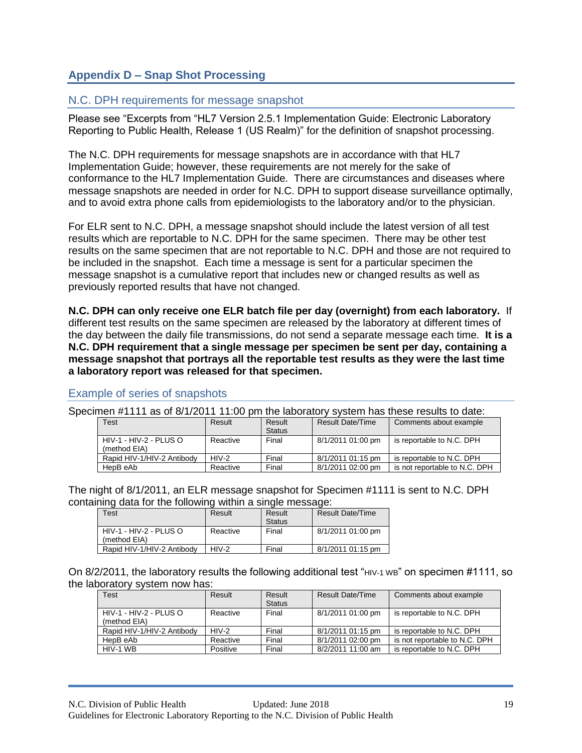## Appendix D – Snap Shot Processing

### N.C. DPH requirements for message snapshot

Please see "Excerpts from "HL7 Version 2.5.1 Implementation Guide: Electronic Laboratory Reporting to Public Health, Release 1 (US Realm)" for the definition of snapshot processing.

The N.C. DPH requirements for message snapshots are in accordance with that HL7 Implementation Guide; however, these requirements are not merely for the sake of conformance to the HL7 Implementation Guide. There are circumstances and diseases where message snapshots are needed in order for N.C. DPH to support disease surveillance optimally, and to avoid extra phone calls from epidemiologists to the laboratory and/or to the physician.

For ELR sent to N.C. DPH, a message snapshot should include the latest version of all test results which are reportable to N.C. DPH for the same specimen. There may be other test results on the same specimen that are not reportable to N.C. DPH and those are not required to be included in the snapshot. Each time a message is sent for a particular specimen the message snapshot is a cumulative report that includes new or changed results as well as previously reported results that have not changed.

**N.C. DPH can only receive one ELR batch file per day (overnight) from each laboratory.** If different test results on the same specimen are released by the laboratory at different times of the day between the daily file transmissions, do not send a separate message each time. **It is a N.C. DPH requirement that a single message per specimen be sent per day, containing a message snapshot that portrays all the reportable test results as they were the last time a laboratory report was released for that specimen.**

### Example of series of snapshots

Specimen #1111 as of 8/1/2011 11:00 pm the laboratory system has these results to date:

| Test | Result | Result Status | Result Date/Time | Comments about example |
|---|---|---|---|---|
| HIV-1 - HIV-2 - PLUS O (method EIA) | Reactive | Final | 8/1/2011 01:00 pm | is reportable to N.C. DPH |
| Rapid HIV-1/HIV-2 Antibody | HIV-2 | Final | 8/1/2011 01:15 pm | is reportable to N.C. DPH |
| HepB eAb | Reactive | Final | 8/1/2011 02:00 pm | is not reportable to N.C. DPH |

The night of 8/1/2011, an ELR message snapshot for Specimen #1111 is sent to N.C. DPH containing data for the following within a single message:

| Test | Result | Result Status | Result Date/Time |
|---|---|---|---|
| HIV-1 - HIV-2 - PLUS O (method EIA) | Reactive | Final | 8/1/2011 01:00 pm |
| Rapid HIV-1/HIV-2 Antibody | HIV-2 | Final | 8/1/2011 01:15 pm |

On 8/2/2011, the laboratory results the following additional test "HIV-1 WB" on specimen #1111, so the laboratory system now has:

| Test | Result | Result Status | Result Date/Time | Comments about example |
|---|---|---|---|---|
| HIV-1 - HIV-2 - PLUS O (method EIA) | Reactive | Final | 8/1/2011 01:00 pm | is reportable to N.C. DPH |
| Rapid HIV-1/HIV-2 Antibody | HIV-2 | Final | 8/1/2011 01:15 pm | is reportable to N.C. DPH |
| HepB eAb | Reactive | Final | 8/1/2011 02:00 pm | is not reportable to N.C. DPH |
| HIV-1 WB | Positive | Final | 8/2/2011 11:00 am | is reportable to N.C. DPH |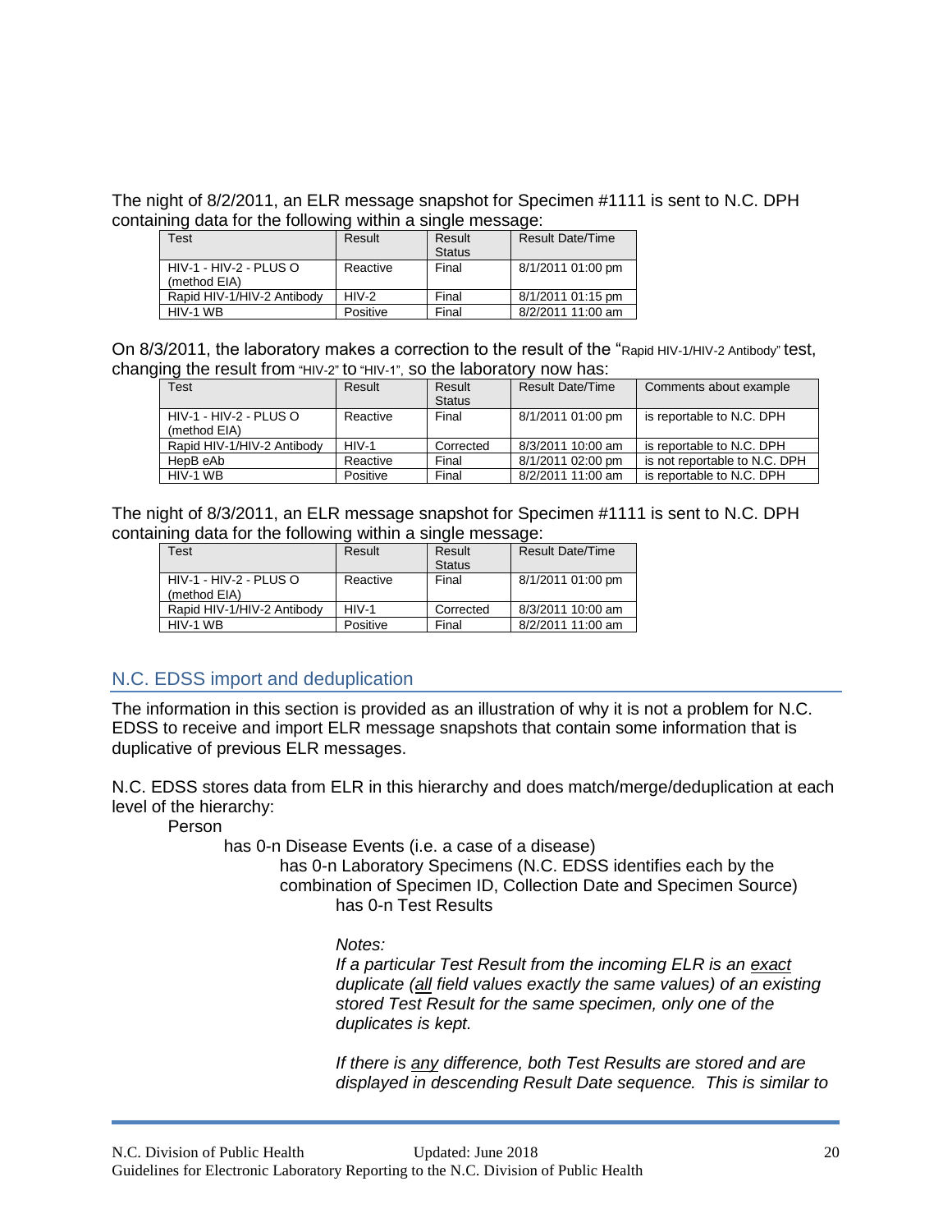The night of 8/2/2011, an ELR message snapshot for Specimen #1111 is sent to N.C. DPH containing data for the following within a single message:

| Test | Result | Result Status | Result Date/Time |
|---|---|---|---|
| HIV-1 - HIV-2 - PLUS O (method EIA) | Reactive | Final | 8/1/2011 01:00 pm |
| Rapid HIV-1/HIV-2 Antibody | HIV-2 | Final | 8/1/2011 01:15 pm |
| HIV-1 WB | Positive | Final | 8/2/2011 11:00 am |

On 8/3/2011, the laboratory makes a correction to the result of the "Rapid HIV-1/HIV-2 Antibody" test, changing the result from "HIV-2" to "HIV-1", so the laboratory now has:

| Test | Result | Result Status | Result Date/Time | Comments about example |
|---|---|---|---|---|
| HIV-1 - HIV-2 - PLUS O (method EIA) | Reactive | Final | 8/1/2011 01:00 pm | is reportable to N.C. DPH |
| Rapid HIV-1/HIV-2 Antibody | HIV-1 | Corrected | 8/3/2011 10:00 am | is reportable to N.C. DPH |
| HepB eAb | Reactive | Final | 8/1/2011 02:00 pm | is not reportable to N.C. DPH |
| HIV-1 WB | Positive | Final | 8/2/2011 11:00 am | is reportable to N.C. DPH |

The night of 8/3/2011, an ELR message snapshot for Specimen #1111 is sent to N.C. DPH containing data for the following within a single message:

| Test | Result | Result Status | Result Date/Time |
|---|---|---|---|
| HIV-1 - HIV-2 - PLUS O (method EIA) | Reactive | Final | 8/1/2011 01:00 pm |
| Rapid HIV-1/HIV-2 Antibody | HIV-1 | Corrected | 8/3/2011 10:00 am |
| HIV-1 WB | Positive | Final | 8/2/2011 11:00 am |

## N.C. EDSS import and deduplication

The information in this section is provided as an illustration of why it is not a problem for N.C. EDSS to receive and import ELR message snapshots that contain some information that is duplicative of previous ELR messages.

N.C. EDSS stores data from ELR in this hierarchy and does match/merge/deduplication at each level of the hierarchy:

- Person
  - has 0-n Disease Events (i.e. a case of a disease)
    - has 0-n Laboratory Specimens (N.C. EDSS identifies each by the combination of Specimen ID, Collection Date and Specimen Source)
      - has 0-n Test Results

*Notes:*

*If a particular Test Result from the incoming ELR is an exact duplicate (all field values exactly the same values) of an existing stored Test Result for the same specimen, only one of the duplicates is kept.*

*If there is any difference, both Test Results are stored and are displayed in descending Result Date sequence. This is similar to*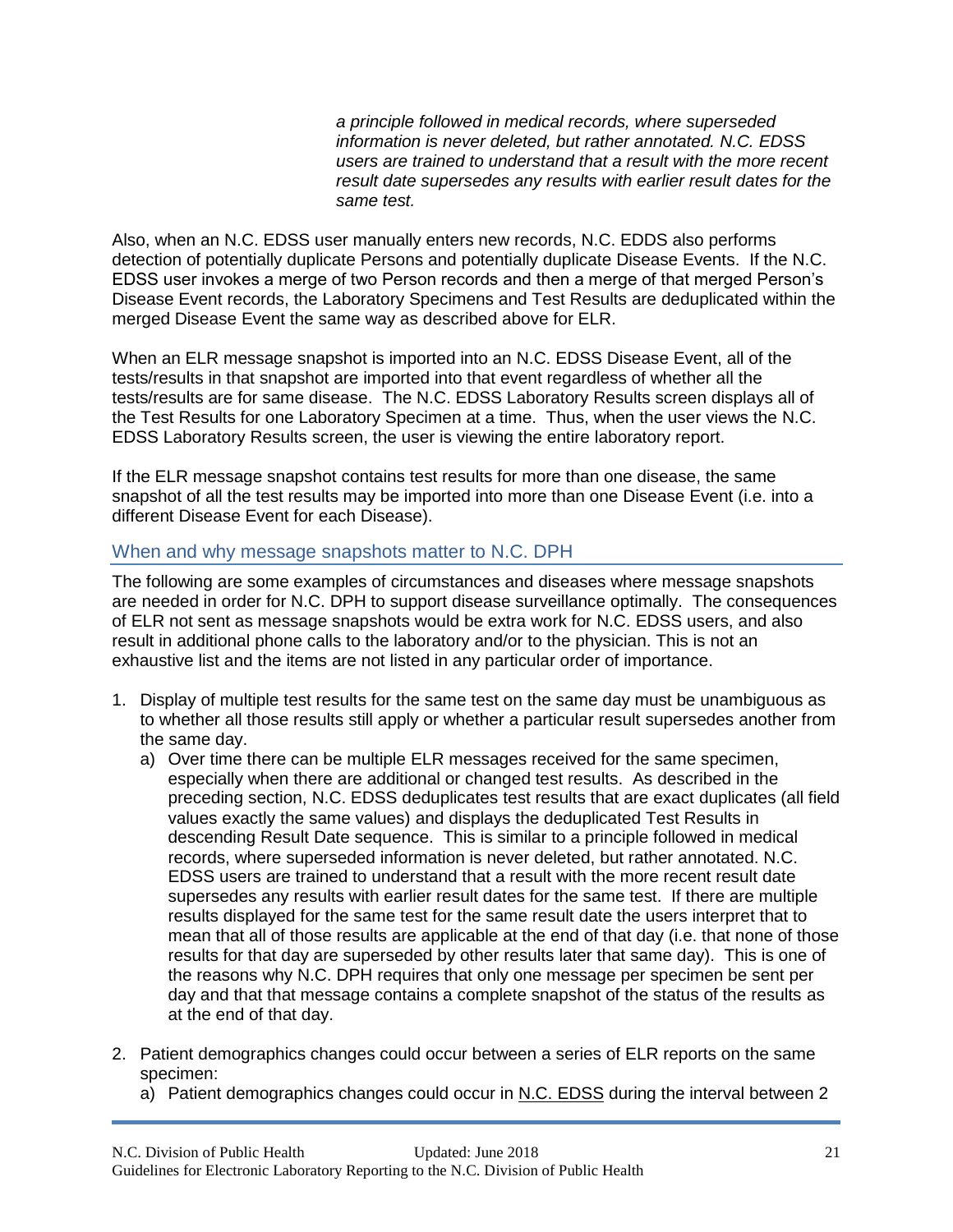*a principle followed in medical records, where superseded information is never deleted, but rather annotated. N.C. EDSS users are trained to understand that a result with the more recent result date supersedes any results with earlier result dates for the same test.*

Also, when an N.C. EDSS user manually enters new records, N.C. EDDS also performs detection of potentially duplicate Persons and potentially duplicate Disease Events. If the N.C. EDSS user invokes a merge of two Person records and then a merge of that merged Person's Disease Event records, the Laboratory Specimens and Test Results are deduplicated within the merged Disease Event the same way as described above for ELR.

When an ELR message snapshot is imported into an N.C. EDSS Disease Event, all of the tests/results in that snapshot are imported into that event regardless of whether all the tests/results are for same disease. The N.C. EDSS Laboratory Results screen displays all of the Test Results for one Laboratory Specimen at a time. Thus, when the user views the N.C. EDSS Laboratory Results screen, the user is viewing the entire laboratory report.

If the ELR message snapshot contains test results for more than one disease, the same snapshot of all the test results may be imported into more than one Disease Event (i.e. into a different Disease Event for each Disease).

## When and why message snapshots matter to N.C. DPH

The following are some examples of circumstances and diseases where message snapshots are needed in order for N.C. DPH to support disease surveillance optimally. The consequences of ELR not sent as message snapshots would be extra work for N.C. EDSS users, and also result in additional phone calls to the laboratory and/or to the physician. This is not an exhaustive list and the items are not listed in any particular order of importance.

1. Display of multiple test results for the same test on the same day must be unambiguous as to whether all those results still apply or whether a particular result supersedes another from the same day.
   a) Over time there can be multiple ELR messages received for the same specimen, especially when there are additional or changed test results. As described in the preceding section, N.C. EDSS deduplicates test results that are exact duplicates (all field values exactly the same values) and displays the deduplicated Test Results in descending Result Date sequence. This is similar to a principle followed in medical records, where superseded information is never deleted, but rather annotated. N.C. EDSS users are trained to understand that a result with the more recent result date supersedes any results with earlier result dates for the same test. If there are multiple results displayed for the same test for the same result date the users interpret that to mean that all of those results are applicable at the end of that day (i.e. that none of those results for that day are superseded by other results later that same day). This is one of the reasons why N.C. DPH requires that only one message per specimen be sent per day and that that message contains a complete snapshot of the status of the results as at the end of that day.

2. Patient demographics changes could occur between a series of ELR reports on the same specimen:
   a) Patient demographics changes could occur in N.C. EDSS during the interval between 2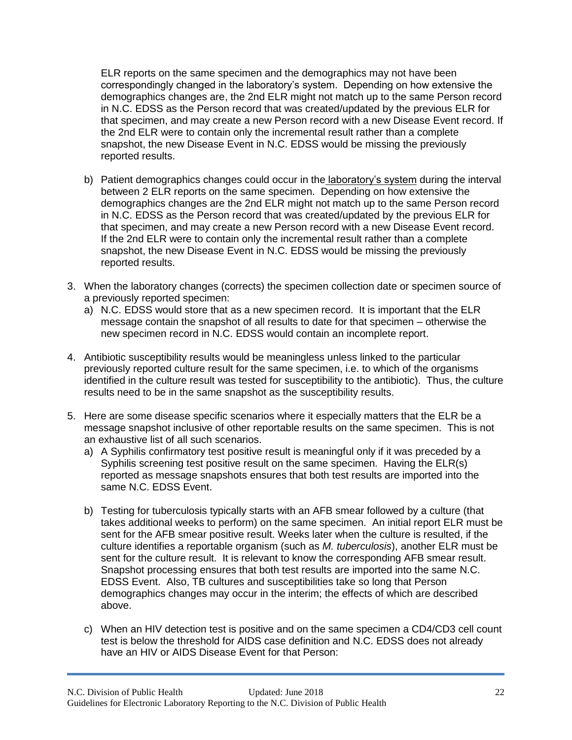ELR reports on the same specimen and the demographics may not have been correspondingly changed in the laboratory's system. Depending on how extensive the demographics changes are, the 2nd ELR might not match up to the same Person record in N.C. EDSS as the Person record that was created/updated by the previous ELR for that specimen, and may create a new Person record with a new Disease Event record. If the 2nd ELR were to contain only the incremental result rather than a complete snapshot, the new Disease Event in N.C. EDSS would be missing the previously reported results.

b) Patient demographics changes could occur in the laboratory's system during the interval between 2 ELR reports on the same specimen. Depending on how extensive the demographics changes are the 2nd ELR might not match up to the same Person record in N.C. EDSS as the Person record that was created/updated by the previous ELR for that specimen, and may create a new Person record with a new Disease Event record. If the 2nd ELR were to contain only the incremental result rather than a complete snapshot, the new Disease Event in N.C. EDSS would be missing the previously reported results.

3. When the laboratory changes (corrects) the specimen collection date or specimen source of a previously reported specimen:
   a) N.C. EDSS would store that as a new specimen record. It is important that the ELR message contain the snapshot of all results to date for that specimen – otherwise the new specimen record in N.C. EDSS would contain an incomplete report.

4. Antibiotic susceptibility results would be meaningless unless linked to the particular previously reported culture result for the same specimen, i.e. to which of the organisms identified in the culture result was tested for susceptibility to the antibiotic). Thus, the culture results need to be in the same snapshot as the susceptibility results.

5. Here are some disease specific scenarios where it especially matters that the ELR be a message snapshot inclusive of other reportable results on the same specimen. This is not an exhaustive list of all such scenarios.
   a) A Syphilis confirmatory test positive result is meaningful only if it was preceded by a Syphilis screening test positive result on the same specimen. Having the ELR(s) reported as message snapshots ensures that both test results are imported into the same N.C. EDSS Event.

   b) Testing for tuberculosis typically starts with an AFB smear followed by a culture (that takes additional weeks to perform) on the same specimen. An initial report ELR must be sent for the AFB smear positive result. Weeks later when the culture is resulted, if the culture identifies a reportable organism (such as *M. tuberculosis*), another ELR must be sent for the culture result. It is relevant to know the corresponding AFB smear result. Snapshot processing ensures that both test results are imported into the same N.C. EDSS Event. Also, TB cultures and susceptibilities take so long that Person demographics changes may occur in the interim; the effects of which are described above.

   c) When an HIV detection test is positive and on the same specimen a CD4/CD3 cell count test is below the threshold for AIDS case definition and N.C. EDSS does not already have an HIV or AIDS Disease Event for that Person: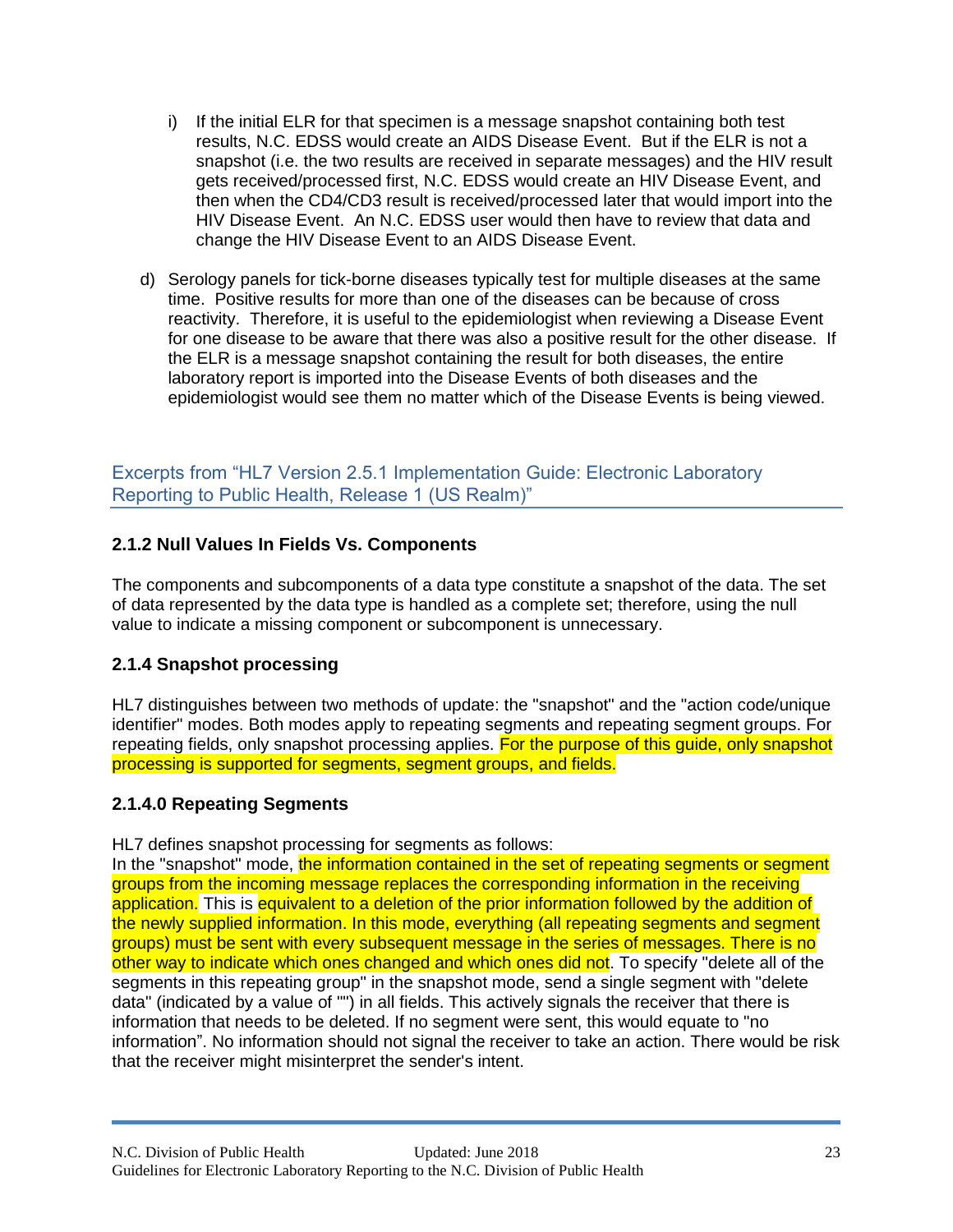i) If the initial ELR for that specimen is a message snapshot containing both test results, N.C. EDSS would create an AIDS Disease Event. But if the ELR is not a snapshot (i.e. the two results are received in separate messages) and the HIV result gets received/processed first, N.C. EDSS would create an HIV Disease Event, and then when the CD4/CD3 result is received/processed later that would import into the HIV Disease Event. An N.C. EDSS user would then have to review that data and change the HIV Disease Event to an AIDS Disease Event.

d) Serology panels for tick-borne diseases typically test for multiple diseases at the same time. Positive results for more than one of the diseases can be because of cross reactivity. Therefore, it is useful to the epidemiologist when reviewing a Disease Event for one disease to be aware that there was also a positive result for the other disease. If the ELR is a message snapshot containing the result for both diseases, the entire laboratory report is imported into the Disease Events of both diseases and the epidemiologist would see them no matter which of the Disease Events is being viewed.

## Excerpts from "HL7 Version 2.5.1 Implementation Guide: Electronic Laboratory Reporting to Public Health, Release 1 (US Realm)"

### 2.1.2 Null Values In Fields Vs. Components

The components and subcomponents of a data type constitute a snapshot of the data. The set of data represented by the data type is handled as a complete set; therefore, using the null value to indicate a missing component or subcomponent is unnecessary.

### 2.1.4 Snapshot processing

HL7 distinguishes between two methods of update: the "snapshot" and the "action code/unique identifier" modes. Both modes apply to repeating segments and repeating segment groups. For repeating fields, only snapshot processing applies. For the purpose of this guide, only snapshot processing is supported for segments, segment groups, and fields.

### 2.1.4.0 Repeating Segments

HL7 defines snapshot processing for segments as follows:
In the "snapshot" mode, the information contained in the set of repeating segments or segment groups from the incoming message replaces the corresponding information in the receiving application. This is equivalent to a deletion of the prior information followed by the addition of the newly supplied information. In this mode, everything (all repeating segments and segment groups) must be sent with every subsequent message in the series of messages. There is no other way to indicate which ones changed and which ones did not. To specify "delete all of the segments in this repeating group" in the snapshot mode, send a single segment with "delete data" (indicated by a value of "") in all fields. This actively signals the receiver that there is information that needs to be deleted. If no segment were sent, this would equate to "no information". No information should not signal the receiver to take an action. There would be risk that the receiver might misinterpret the sender's intent.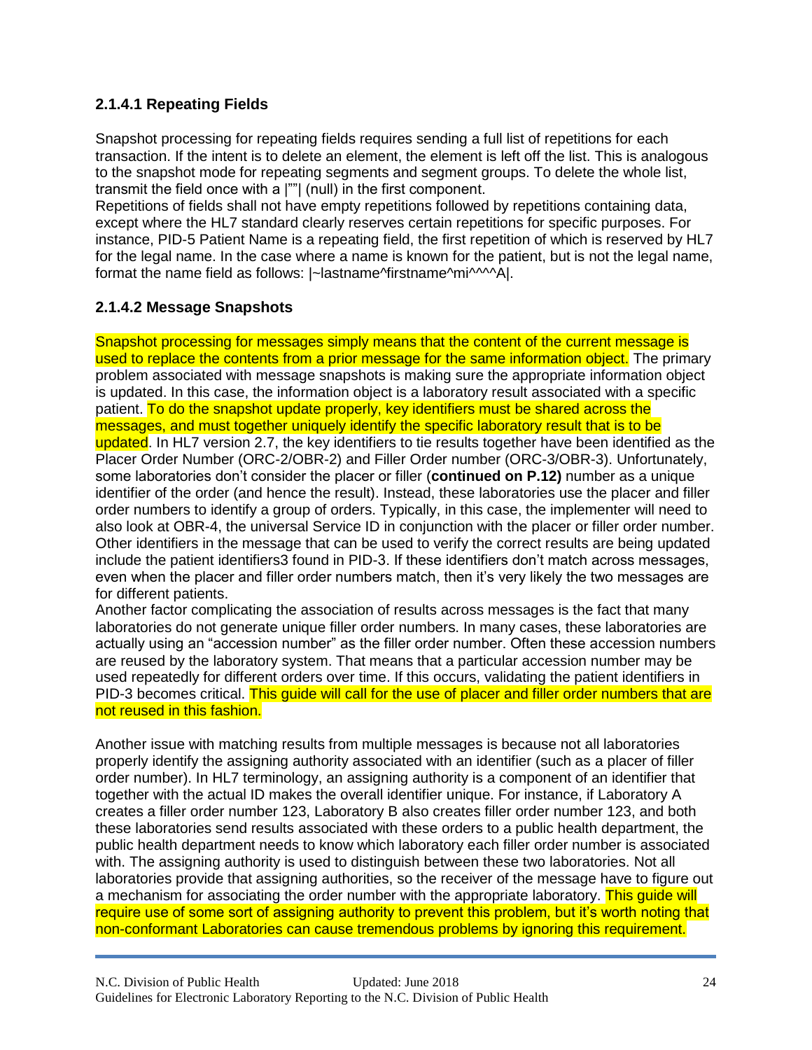### 2.1.4.1 Repeating Fields

Snapshot processing for repeating fields requires sending a full list of repetitions for each transaction. If the intent is to delete an element, the element is left off the list. This is analogous to the snapshot mode for repeating segments and segment groups. To delete the whole list, transmit the field once with a |""| (null) in the first component.
Repetitions of fields shall not have empty repetitions followed by repetitions containing data, except where the HL7 standard clearly reserves certain repetitions for specific purposes. For instance, PID-5 Patient Name is a repeating field, the first repetition of which is reserved by HL7 for the legal name. In the case where a name is known for the patient, but is not the legal name, format the name field as follows: |~lastname^firstname^mi^^^^A|.

### 2.1.4.2 Message Snapshots

Snapshot processing for messages simply means that the content of the current message is used to replace the contents from a prior message for the same information object. The primary problem associated with message snapshots is making sure the appropriate information object is updated. In this case, the information object is a laboratory result associated with a specific patient. To do the snapshot update properly, key identifiers must be shared across the messages, and must together uniquely identify the specific laboratory result that is to be updated. In HL7 version 2.7, the key identifiers to tie results together have been identified as the Placer Order Number (ORC-2/OBR-2) and Filler Order number (ORC-3/OBR-3). Unfortunately, some laboratories don't consider the placer or filler (**continued on P.12)** number as a unique identifier of the order (and hence the result). Instead, these laboratories use the placer and filler order numbers to identify a group of orders. Typically, in this case, the implementer will need to also look at OBR-4, the universal Service ID in conjunction with the placer or filler order number. Other identifiers in the message that can be used to verify the correct results are being updated include the patient identifiers3 found in PID-3. If these identifiers don't match across messages, even when the placer and filler order numbers match, then it's very likely the two messages are for different patients.
Another factor complicating the association of results across messages is the fact that many laboratories do not generate unique filler order numbers. In many cases, these laboratories are actually using an "accession number" as the filler order number. Often these accession numbers are reused by the laboratory system. That means that a particular accession number may be used repeatedly for different orders over time. If this occurs, validating the patient identifiers in PID-3 becomes critical. This guide will call for the use of placer and filler order numbers that are not reused in this fashion.

Another issue with matching results from multiple messages is because not all laboratories properly identify the assigning authority associated with an identifier (such as a placer of filler order number). In HL7 terminology, an assigning authority is a component of an identifier that together with the actual ID makes the overall identifier unique. For instance, if Laboratory A creates a filler order number 123, Laboratory B also creates filler order number 123, and both these laboratories send results associated with these orders to a public health department, the public health department needs to know which laboratory each filler order number is associated with. The assigning authority is used to distinguish between these two laboratories. Not all laboratories provide that assigning authorities, so the receiver of the message have to figure out a mechanism for associating the order number with the appropriate laboratory. This guide will require use of some sort of assigning authority to prevent this problem, but it's worth noting that non-conformant Laboratories can cause tremendous problems by ignoring this requirement.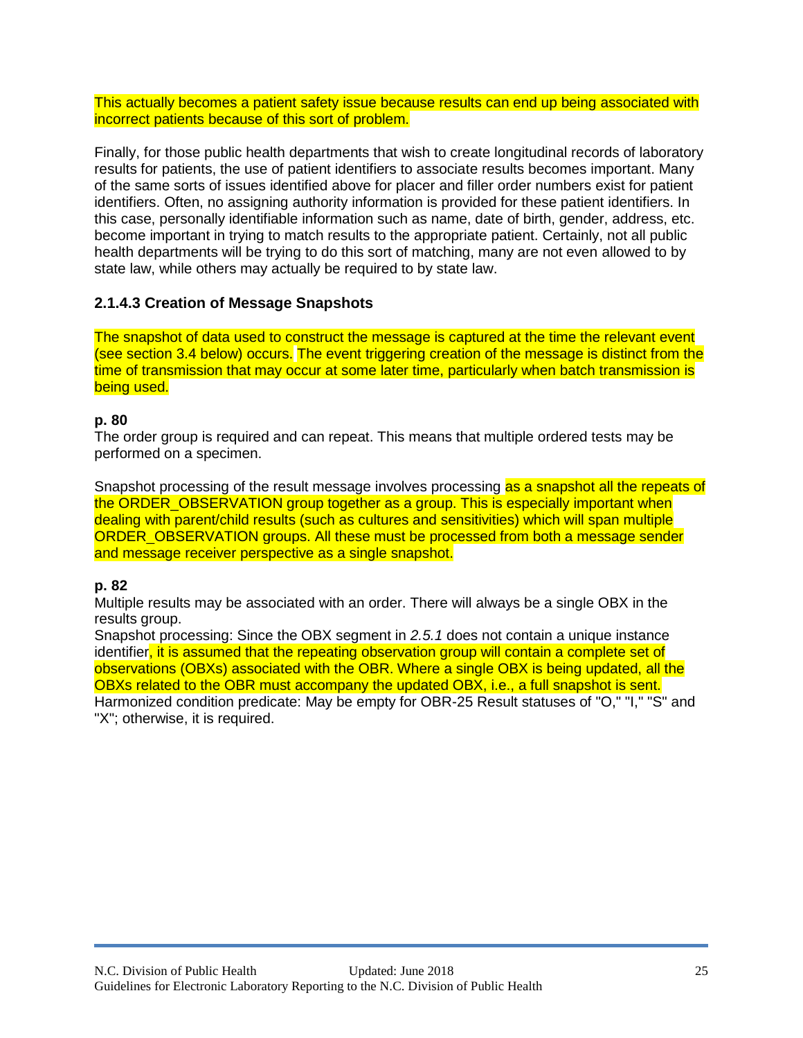This actually becomes a patient safety issue because results can end up being associated with incorrect patients because of this sort of problem.

Finally, for those public health departments that wish to create longitudinal records of laboratory results for patients, the use of patient identifiers to associate results becomes important. Many of the same sorts of issues identified above for placer and filler order numbers exist for patient identifiers. Often, no assigning authority information is provided for these patient identifiers. In this case, personally identifiable information such as name, date of birth, gender, address, etc. become important in trying to match results to the appropriate patient. Certainly, not all public health departments will be trying to do this sort of matching, many are not even allowed to by state law, while others may actually be required to by state law.

### 2.1.4.3 Creation of Message Snapshots

The snapshot of data used to construct the message is captured at the time the relevant event (see section 3.4 below) occurs. The event triggering creation of the message is distinct from the time of transmission that may occur at some later time, particularly when batch transmission is being used.

**p. 80**
The order group is required and can repeat. This means that multiple ordered tests may be performed on a specimen.

Snapshot processing of the result message involves processing as a snapshot all the repeats of the ORDER_OBSERVATION group together as a group. This is especially important when dealing with parent/child results (such as cultures and sensitivities) which will span multiple ORDER_OBSERVATION groups. All these must be processed from both a message sender and message receiver perspective as a single snapshot.

**p. 82**
Multiple results may be associated with an order. There will always be a single OBX in the results group.
Snapshot processing: Since the OBX segment in *2.5.1* does not contain a unique instance identifier, it is assumed that the repeating observation group will contain a complete set of observations (OBXs) associated with the OBR. Where a single OBX is being updated, all the OBXs related to the OBR must accompany the updated OBX, i.e., a full snapshot is sent.
Harmonized condition predicate: May be empty for OBR-25 Result statuses of "O," "I," "S" and "X"; otherwise, it is required.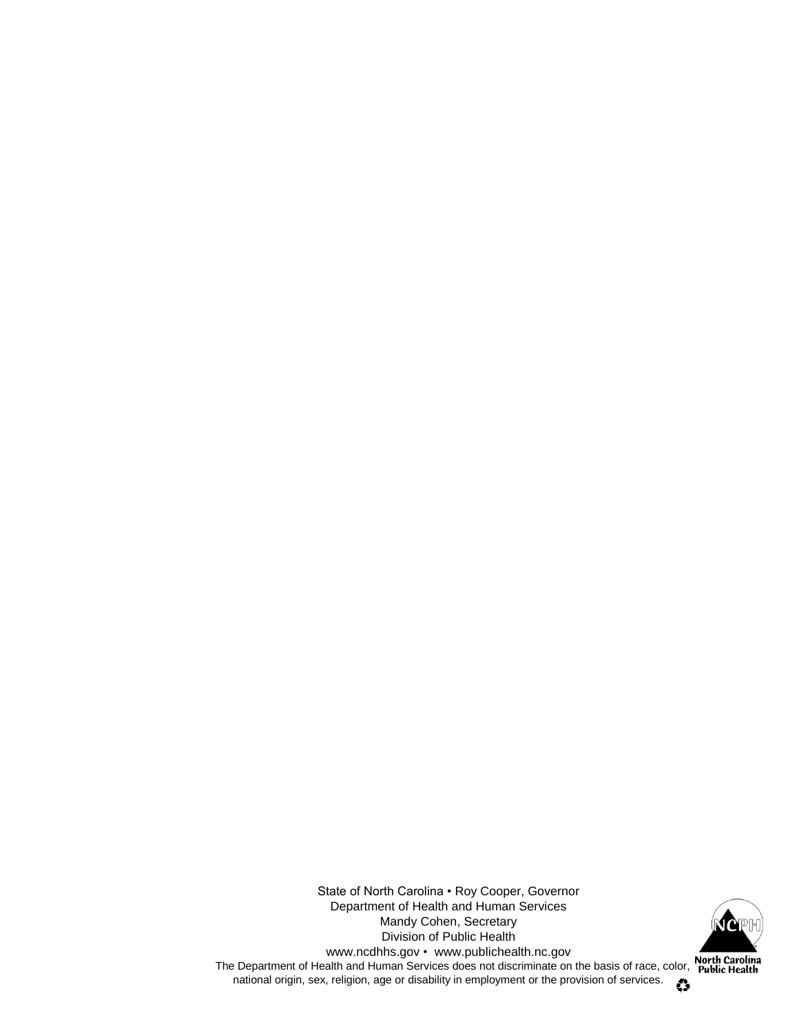State of North Carolina • Roy Cooper, Governor
Department of Health and Human Services
Mandy Cohen, Secretary
Division of Public Health
www.ncdhhs.gov • www.publichealth.nc.gov
The Department of Health and Human Services does not discriminate on the basis of race, color, national origin, sex, religion, age or disability in employment or the provision of services.

North Carolina Public Health